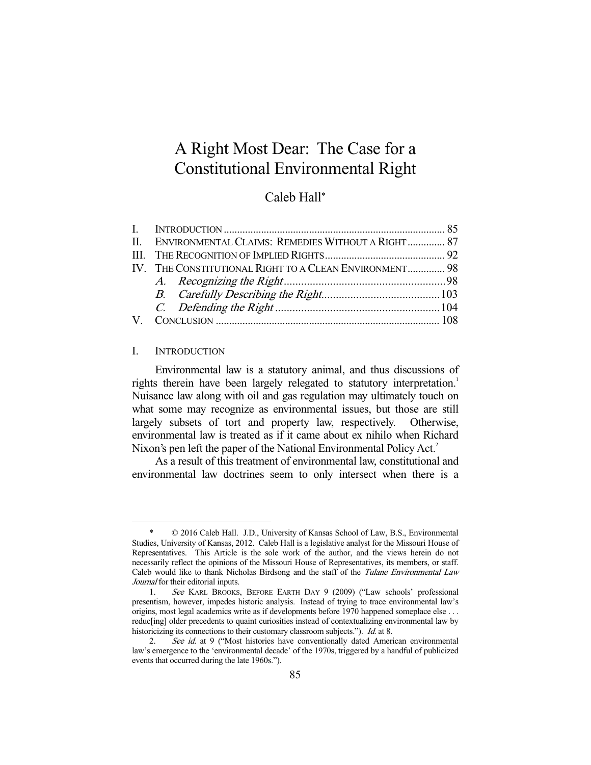# A Right Most Dear: The Case for a Constitutional Environmental Right

Caleb Hall*

| | | |
|---|---|---|
| I. | INTRODUCTION | 85 |
| II. | ENVIRONMENTAL CLAIMS: REMEDIES WITHOUT A RIGHT | 87 |
| III. | THE RECOGNITION OF IMPLIED RIGHTS | 92 |
| IV. | THE CONSTITUTIONAL RIGHT TO A CLEAN ENVIRONMENT | 98 |
| | *A. Recognizing the Right* | 98 |
| | *B. Carefully Describing the Right* | 103 |
| | *C. Defending the Right* | 104 |
| V. | CONCLUSION | 108 |

## I. INTRODUCTION

Environmental law is a statutory animal, and thus discussions of rights therein have been largely relegated to statutory interpretation.[1] Nuisance law along with oil and gas regulation may ultimately touch on what some may recognize as environmental issues, but those are still largely subsets of tort and property law, respectively. Otherwise, environmental law is treated as if it came about ex nihilo when Richard Nixon's pen left the paper of the National Environmental Policy Act.[2]

As a result of this treatment of environmental law, constitutional and environmental law doctrines seem to only intersect when there is a

---

\* © 2016 Caleb Hall. J.D., University of Kansas School of Law, B.S., Environmental Studies, University of Kansas, 2012. Caleb Hall is a legislative analyst for the Missouri House of Representatives. This Article is the sole work of the author, and the views herein do not necessarily reflect the opinions of the Missouri House of Representatives, its members, or staff. Caleb would like to thank Nicholas Birdsong and the staff of the *Tulane Environmental Law Journal* for their editorial inputs.

1. *See* KARL BROOKS, BEFORE EARTH DAY 9 (2009) ("Law schools' professional presentism, however, impedes historic analysis. Instead of trying to trace environmental law's origins, most legal academics write as if developments before 1970 happened someplace else . . . reduc[ing] older precedents to quaint curiosities instead of contextualizing environmental law by historicizing its connections to their customary classroom subjects."). *Id.* at 8.

2. *See id.* at 9 ("Most histories have conventionally dated American environmental law's emergence to the 'environmental decade' of the 1970s, triggered by a handful of publicized events that occurred during the late 1960s.").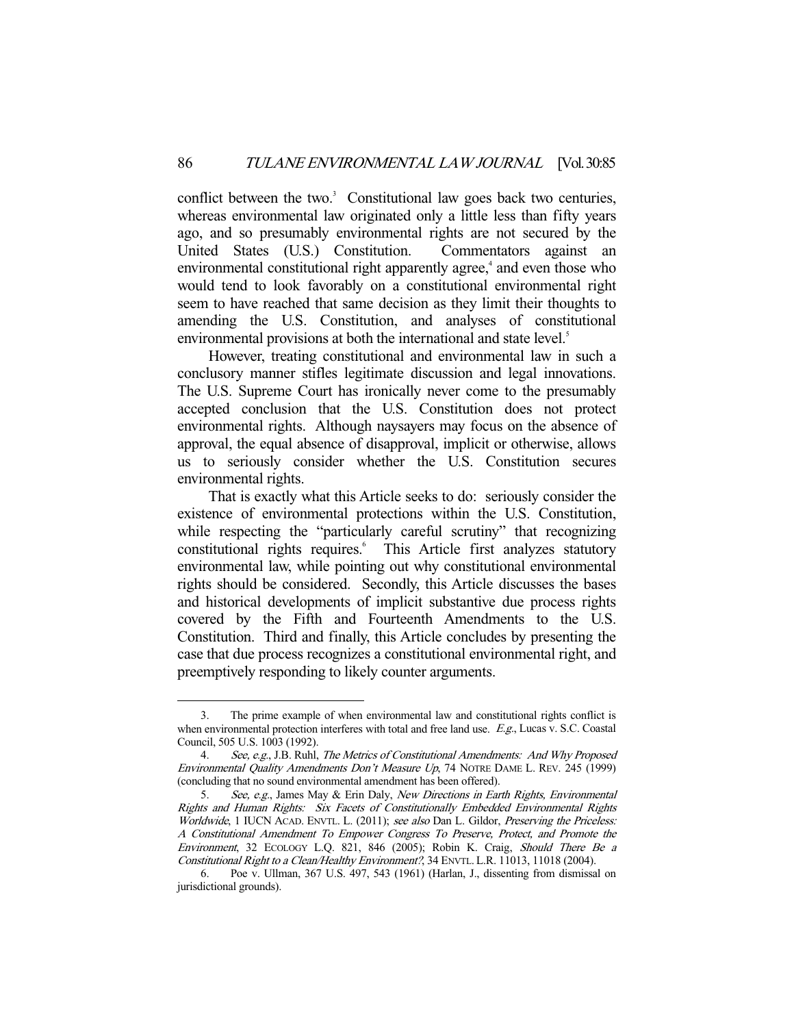conflict between the two.[3] Constitutional law goes back two centuries, whereas environmental law originated only a little less than fifty years ago, and so presumably environmental rights are not secured by the United States (U.S.) Constitution. Commentators against an environmental constitutional right apparently agree,[4] and even those who would tend to look favorably on a constitutional environmental right seem to have reached that same decision as they limit their thoughts to amending the U.S. Constitution, and analyses of constitutional environmental provisions at both the international and state level.[5]

However, treating constitutional and environmental law in such a conclusory manner stifles legitimate discussion and legal innovations. The U.S. Supreme Court has ironically never come to the presumably accepted conclusion that the U.S. Constitution does not protect environmental rights. Although naysayers may focus on the absence of approval, the equal absence of disapproval, implicit or otherwise, allows us to seriously consider whether the U.S. Constitution secures environmental rights.

That is exactly what this Article seeks to do: seriously consider the existence of environmental protections within the U.S. Constitution, while respecting the "particularly careful scrutiny" that recognizing constitutional rights requires.[6] This Article first analyzes statutory environmental law, while pointing out why constitutional environmental rights should be considered. Secondly, this Article discusses the bases and historical developments of implicit substantive due process rights covered by the Fifth and Fourteenth Amendments to the U.S. Constitution. Third and finally, this Article concludes by presenting the case that due process recognizes a constitutional environmental right, and preemptively responding to likely counter arguments.

---

3. The prime example of when environmental law and constitutional rights conflict is when environmental protection interferes with total and free land use. *E.g.*, Lucas v. S.C. Coastal Council, 505 U.S. 1003 (1992).

4. *See, e.g.*, J.B. Ruhl, *The Metrics of Constitutional Amendments: And Why Proposed Environmental Quality Amendments Don't Measure Up*, 74 NOTRE DAME L. REV. 245 (1999) (concluding that no sound environmental amendment has been offered).

5. *See, e.g.*, James May & Erin Daly, *New Directions in Earth Rights, Environmental Rights and Human Rights: Six Facets of Constitutionally Embedded Environmental Rights Worldwide*, 1 IUCN ACAD. ENVTL. L. (2011); *see also* Dan L. Gildor, *Preserving the Priceless: A Constitutional Amendment To Empower Congress To Preserve, Protect, and Promote the Environment*, 32 ECOLOGY L.Q. 821, 846 (2005); Robin K. Craig, *Should There Be a Constitutional Right to a Clean/Healthy Environment?*, 34 ENVTL. L.R. 11013, 11018 (2004).

6. Poe v. Ullman, 367 U.S. 497, 543 (1961) (Harlan, J., dissenting from dismissal on jurisdictional grounds).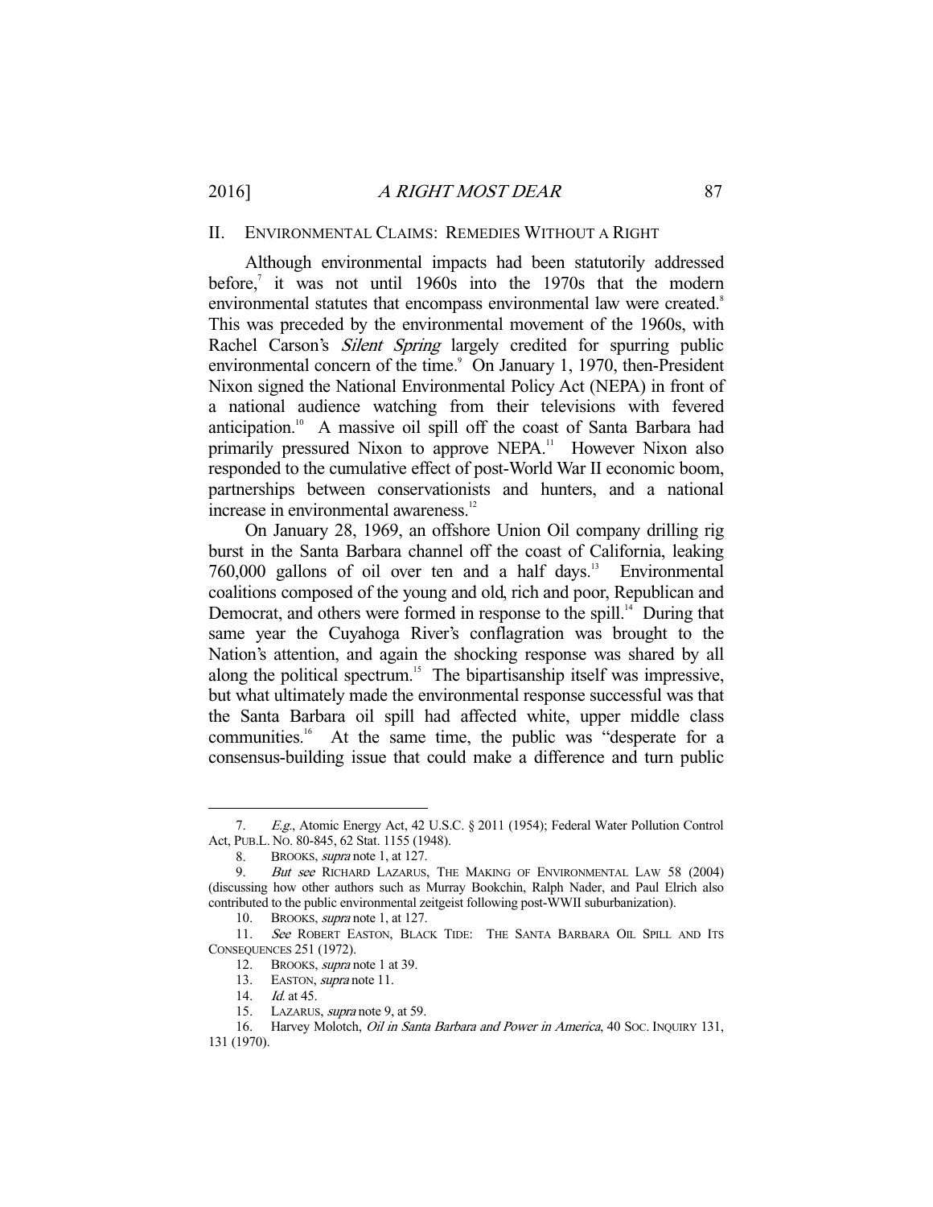## II. Environmental Claims: Remedies Without a Right

Although environmental impacts had been statutorily addressed before,[7] it was not until 1960s into the 1970s that the modern environmental statutes that encompass environmental law were created.[8] This was preceded by the environmental movement of the 1960s, with Rachel Carson's *Silent Spring* largely credited for spurring public environmental concern of the time.[9] On January 1, 1970, then-President Nixon signed the National Environmental Policy Act (NEPA) in front of a national audience watching from their televisions with fevered anticipation.[10] A massive oil spill off the coast of Santa Barbara had primarily pressured Nixon to approve NEPA.[11] However Nixon also responded to the cumulative effect of post-World War II economic boom, partnerships between conservationists and hunters, and a national increase in environmental awareness.[12]

On January 28, 1969, an offshore Union Oil company drilling rig burst in the Santa Barbara channel off the coast of California, leaking 760,000 gallons of oil over ten and a half days.[13] Environmental coalitions composed of the young and old, rich and poor, Republican and Democrat, and others were formed in response to the spill.[14] During that same year the Cuyahoga River's conflagration was brought to the Nation's attention, and again the shocking response was shared by all along the political spectrum.[15] The bipartisanship itself was impressive, but what ultimately made the environmental response successful was that the Santa Barbara oil spill had affected white, upper middle class communities.[16] At the same time, the public was "desperate for a consensus-building issue that could make a difference and turn public

---

7. *E.g.*, Atomic Energy Act, 42 U.S.C. § 2011 (1954); Federal Water Pollution Control Act, PUB.L. NO. 80-845, 62 Stat. 1155 (1948).

8. BROOKS, *supra* note 1, at 127.

9. *But see* RICHARD LAZARUS, THE MAKING OF ENVIRONMENTAL LAW 58 (2004) (discussing how other authors such as Murray Bookchin, Ralph Nader, and Paul Elrich also contributed to the public environmental zeitgeist following post-WWII suburbanization).

10. BROOKS, *supra* note 1, at 127.

11. *See* ROBERT EASTON, BLACK TIDE: THE SANTA BARBARA OIL SPILL AND ITS CONSEQUENCES 251 (1972).

12. BROOKS, *supra* note 1 at 39.

13. EASTON, *supra* note 11.

14. *Id.* at 45.

15. LAZARUS, *supra* note 9, at 59.

16. Harvey Molotch, *Oil in Santa Barbara and Power in America*, 40 SOC. INQUIRY 131, 131 (1970).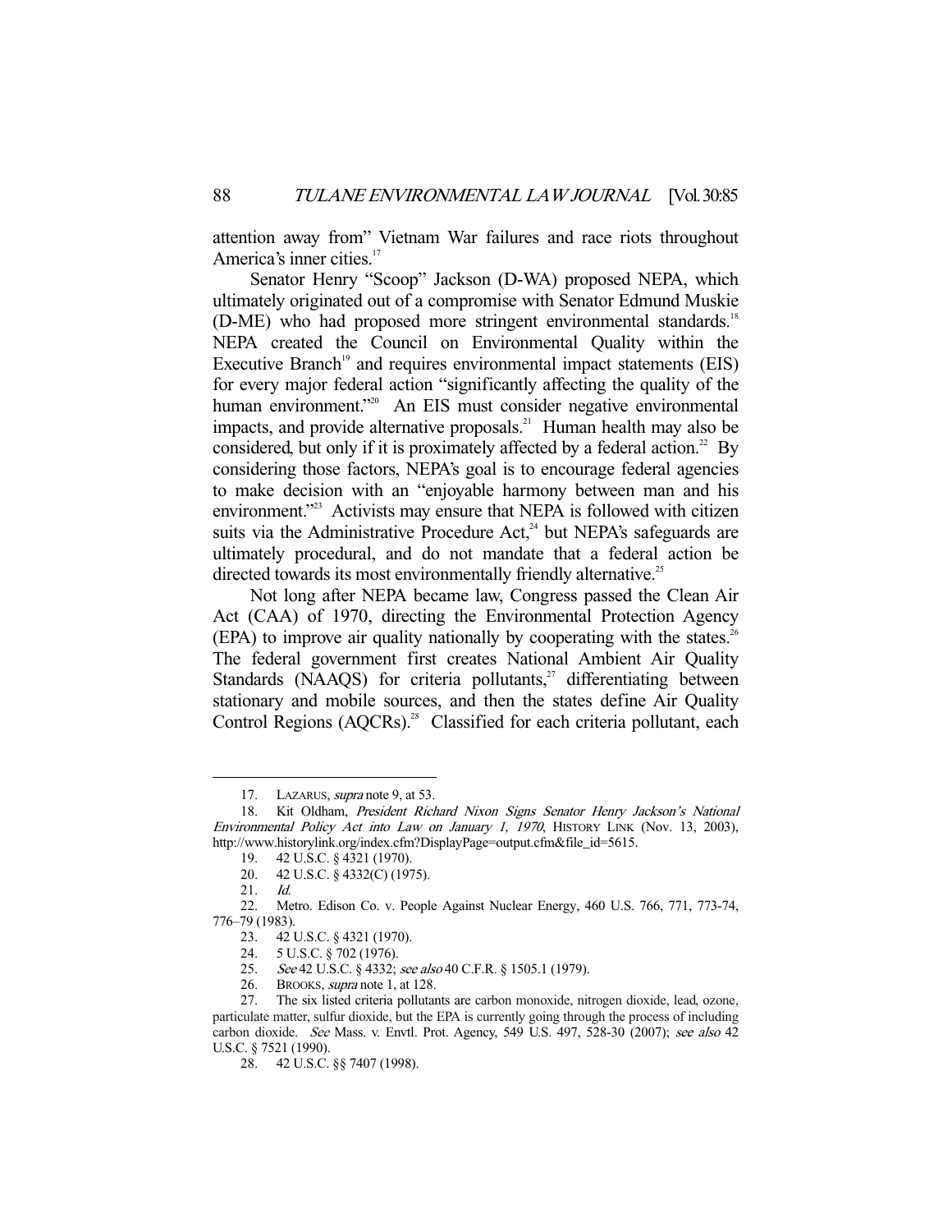attention away from" Vietnam War failures and race riots throughout America's inner cities.[17]

Senator Henry "Scoop" Jackson (D-WA) proposed NEPA, which ultimately originated out of a compromise with Senator Edmund Muskie (D-ME) who had proposed more stringent environmental standards.[18] NEPA created the Council on Environmental Quality within the Executive Branch[19] and requires environmental impact statements (EIS) for every major federal action "significantly affecting the quality of the human environment."[20] An EIS must consider negative environmental impacts, and provide alternative proposals.[21] Human health may also be considered, but only if it is proximately affected by a federal action.[22] By considering those factors, NEPA's goal is to encourage federal agencies to make decision with an "enjoyable harmony between man and his environment."[23] Activists may ensure that NEPA is followed with citizen suits via the Administrative Procedure Act,[24] but NEPA's safeguards are ultimately procedural, and do not mandate that a federal action be directed towards its most environmentally friendly alternative.[25]

Not long after NEPA became law, Congress passed the Clean Air Act (CAA) of 1970, directing the Environmental Protection Agency (EPA) to improve air quality nationally by cooperating with the states.[26] The federal government first creates National Ambient Air Quality Standards (NAAQS) for criteria pollutants,[27] differentiating between stationary and mobile sources, and then the states define Air Quality Control Regions (AQCRs).[28] Classified for each criteria pollutant, each

---

17. LAZARUS, *supra* note 9, at 53.

18. Kit Oldham, *President Richard Nixon Signs Senator Henry Jackson's National Environmental Policy Act into Law on January 1, 1970*, HISTORY LINK (Nov. 13, 2003), http://www.historylink.org/index.cfm?DisplayPage=output.cfm&file_id=5615.

19. 42 U.S.C. § 4321 (1970).

20. 42 U.S.C. § 4332(C) (1975).

21. *Id.*

22. Metro. Edison Co. v. People Against Nuclear Energy, 460 U.S. 766, 771, 773-74, 776–79 (1983).

23. 42 U.S.C. § 4321 (1970).

24. 5 U.S.C. § 702 (1976).

25. *See* 42 U.S.C. § 4332; *see also* 40 C.F.R. § 1505.1 (1979).

26. BROOKS, *supra* note 1, at 128.

27. The six listed criteria pollutants are carbon monoxide, nitrogen dioxide, lead, ozone, particulate matter, sulfur dioxide, but the EPA is currently going through the process of including carbon dioxide. *See* Mass. v. Envtl. Prot. Agency, 549 U.S. 497, 528-30 (2007); *see also* 42 U.S.C. § 7521 (1990).

28. 42 U.S.C. §§ 7407 (1998).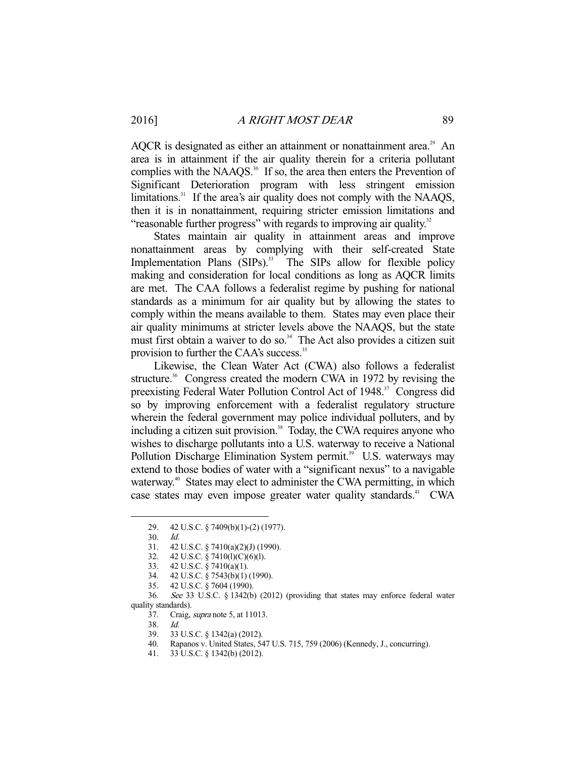AQCR is designated as either an attainment or nonattainment area.[29] An area is in attainment if the air quality therein for a criteria pollutant complies with the NAAQS.[30] If so, the area then enters the Prevention of Significant Deterioration program with less stringent emission limitations.[31] If the area's air quality does not comply with the NAAQS, then it is in nonattainment, requiring stricter emission limitations and "reasonable further progress" with regards to improving air quality.[32]

States maintain air quality in attainment areas and improve nonattainment areas by complying with their self-created State Implementation Plans (SIPs).[33] The SIPs allow for flexible policy making and consideration for local conditions as long as AQCR limits are met. The CAA follows a federalist regime by pushing for national standards as a minimum for air quality but by allowing the states to comply within the means available to them. States may even place their air quality minimums at stricter levels above the NAAQS, but the state must first obtain a waiver to do so.[34] The Act also provides a citizen suit provision to further the CAA's success.[35]

Likewise, the Clean Water Act (CWA) also follows a federalist structure.[36] Congress created the modern CWA in 1972 by revising the preexisting Federal Water Pollution Control Act of 1948.[37] Congress did so by improving enforcement with a federalist regulatory structure wherein the federal government may police individual polluters, and by including a citizen suit provision.[38] Today, the CWA requires anyone who wishes to discharge pollutants into a U.S. waterway to receive a National Pollution Discharge Elimination System permit.[39] U.S. waterways may extend to those bodies of water with a "significant nexus" to a navigable waterway.[40] States may elect to administer the CWA permitting, in which case states may even impose greater water quality standards.[41] CWA

---

29. 42 U.S.C. § 7409(b)(1)-(2) (1977).
30. *Id.*
31. 42 U.S.C. § 7410(a)(2)(J) (1990).
32. 42 U.S.C. § 7410(l)(C)(6)(l).
33. 42 U.S.C. § 7410(a)(1).
34. 42 U.S.C. § 7543(b)(1) (1990).
35. 42 U.S.C. § 7604 (1990).
36. *See* 33 U.S.C. § 1342(b) (2012) (providing that states may enforce federal water quality standards).
37. Craig, *supra* note 5, at 11013.
38. *Id.*
39. 33 U.S.C. § 1342(a) (2012).
40. Rapanos v. United States, 547 U.S. 715, 759 (2006) (Kennedy, J., concurring).
41. 33 U.S.C. § 1342(b) (2012).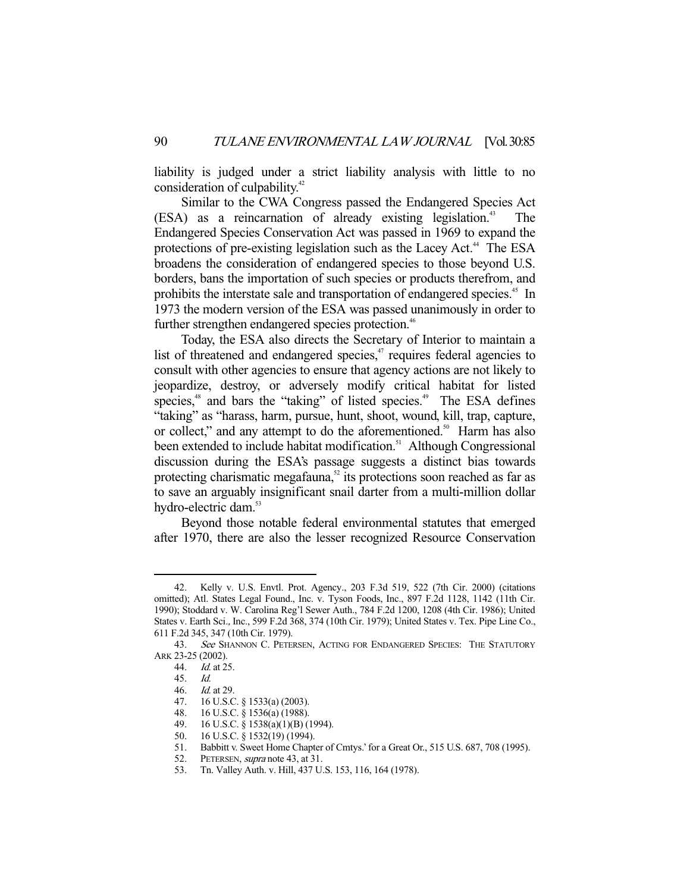liability is judged under a strict liability analysis with little to no consideration of culpability.[42]

Similar to the CWA Congress passed the Endangered Species Act (ESA) as a reincarnation of already existing legislation.[43] The Endangered Species Conservation Act was passed in 1969 to expand the protections of pre-existing legislation such as the Lacey Act.[44] The ESA broadens the consideration of endangered species to those beyond U.S. borders, bans the importation of such species or products therefrom, and prohibits the interstate sale and transportation of endangered species.[45] In 1973 the modern version of the ESA was passed unanimously in order to further strengthen endangered species protection.[46]

Today, the ESA also directs the Secretary of Interior to maintain a list of threatened and endangered species,[47] requires federal agencies to consult with other agencies to ensure that agency actions are not likely to jeopardize, destroy, or adversely modify critical habitat for listed species,[48] and bars the "taking" of listed species.[49] The ESA defines "taking" as "harass, harm, pursue, hunt, shoot, wound, kill, trap, capture, or collect," and any attempt to do the aforementioned.[50] Harm has also been extended to include habitat modification.[51] Although Congressional discussion during the ESA's passage suggests a distinct bias towards protecting charismatic megafauna,[52] its protections soon reached as far as to save an arguably insignificant snail darter from a multi-million dollar hydro-electric dam.[53]

Beyond those notable federal environmental statutes that emerged after 1970, there are also the lesser recognized Resource Conservation

---

42. Kelly v. U.S. Envtl. Prot. Agency., 203 F.3d 519, 522 (7th Cir. 2000) (citations omitted); Atl. States Legal Found., Inc. v. Tyson Foods, Inc., 897 F.2d 1128, 1142 (11th Cir. 1990); Stoddard v. W. Carolina Reg'l Sewer Auth., 784 F.2d 1200, 1208 (4th Cir. 1986); United States v. Earth Sci., Inc., 599 F.2d 368, 374 (10th Cir. 1979); United States v. Tex. Pipe Line Co., 611 F.2d 345, 347 (10th Cir. 1979).

43. *See* SHANNON C. PETERSEN, ACTING FOR ENDANGERED SPECIES: THE STATUTORY ARK 23-25 (2002).

44. *Id.* at 25.

45. *Id.*

46. *Id.* at 29.

47. 16 U.S.C. § 1533(a) (2003).

48. 16 U.S.C. § 1536(a) (1988).

49. 16 U.S.C. § 1538(a)(1)(B) (1994).

50. 16 U.S.C. § 1532(19) (1994).

51. Babbitt v. Sweet Home Chapter of Cmtys.' for a Great Or., 515 U.S. 687, 708 (1995).

52. PETERSEN, *supra* note 43, at 31.

53. Tn. Valley Auth. v. Hill, 437 U.S. 153, 116, 164 (1978).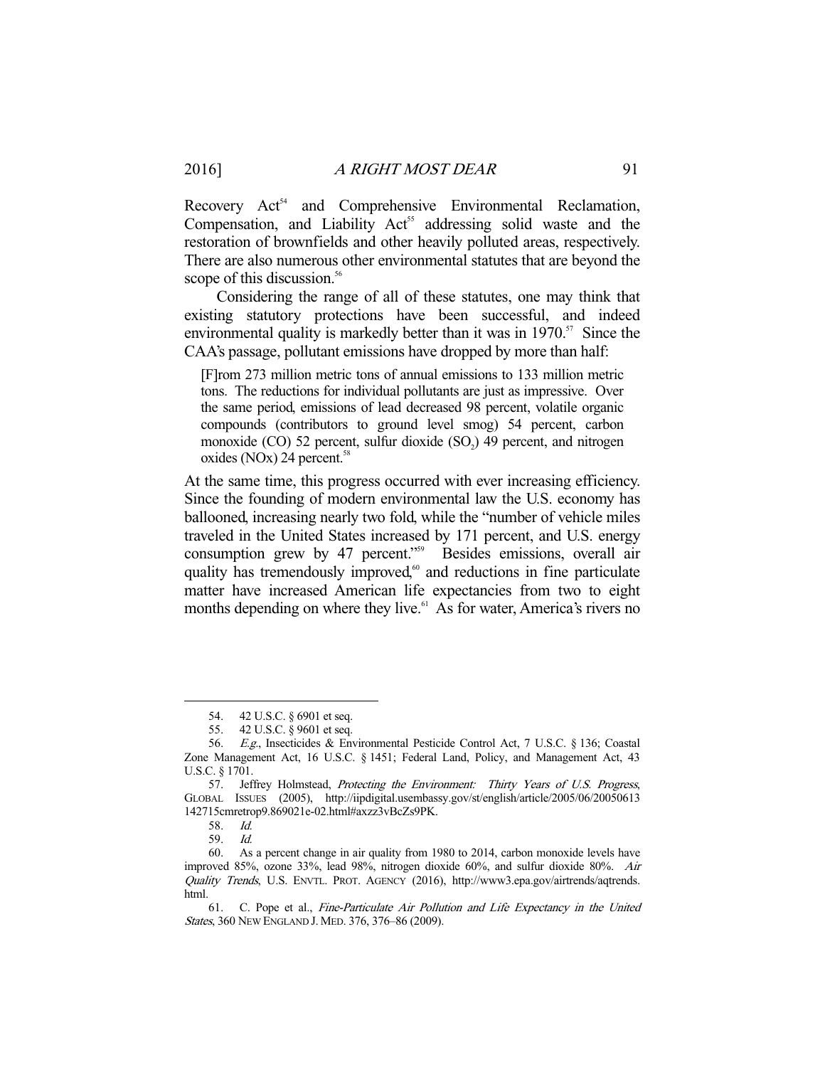Recovery Act[54] and Comprehensive Environmental Reclamation, Compensation, and Liability Act[55] addressing solid waste and the restoration of brownfields and other heavily polluted areas, respectively. There are also numerous other environmental statutes that are beyond the scope of this discussion.[56]

Considering the range of all of these statutes, one may think that existing statutory protections have been successful, and indeed environmental quality is markedly better than it was in 1970.[57] Since the CAA's passage, pollutant emissions have dropped by more than half:

> [F]rom 273 million metric tons of annual emissions to 133 million metric tons. The reductions for individual pollutants are just as impressive. Over the same period, emissions of lead decreased 98 percent, volatile organic compounds (contributors to ground level smog) 54 percent, carbon monoxide (CO) 52 percent, sulfur dioxide ($SO_2$) 49 percent, and nitrogen oxides (NOx) 24 percent.[58]

At the same time, this progress occurred with ever increasing efficiency. Since the founding of modern environmental law the U.S. economy has ballooned, increasing nearly two fold, while the "number of vehicle miles traveled in the United States increased by 171 percent, and U.S. energy consumption grew by 47 percent."[59] Besides emissions, overall air quality has tremendously improved,[60] and reductions in fine particulate matter have increased American life expectancies from two to eight months depending on where they live.[61] As for water, America's rivers no

---

54. 42 U.S.C. § 6901 et seq.

55. 42 U.S.C. § 9601 et seq.

56. *E.g.*, Insecticides & Environmental Pesticide Control Act, 7 U.S.C. § 136; Coastal Zone Management Act, 16 U.S.C. § 1451; Federal Land, Policy, and Management Act, 43 U.S.C. § 1701.

57. Jeffrey Holmstead, *Protecting the Environment: Thirty Years of U.S. Progress*, GLOBAL ISSUES (2005), http://iipdigital.usembassy.gov/st/english/article/2005/06/20050613142715cmretrop9.869021e-02.html#axzz3vBcZs9PK.

58. *Id.*

59. *Id.*

60. As a percent change in air quality from 1980 to 2014, carbon monoxide levels have improved 85%, ozone 33%, lead 98%, nitrogen dioxide 60%, and sulfur dioxide 80%. *Air Quality Trends*, U.S. ENVTL. PROT. AGENCY (2016), http://www3.epa.gov/airtrends/aqtrends.html.

61. C. Pope et al., *Fine-Particulate Air Pollution and Life Expectancy in the United States*, 360 NEW ENGLAND J. MED. 376, 376–86 (2009).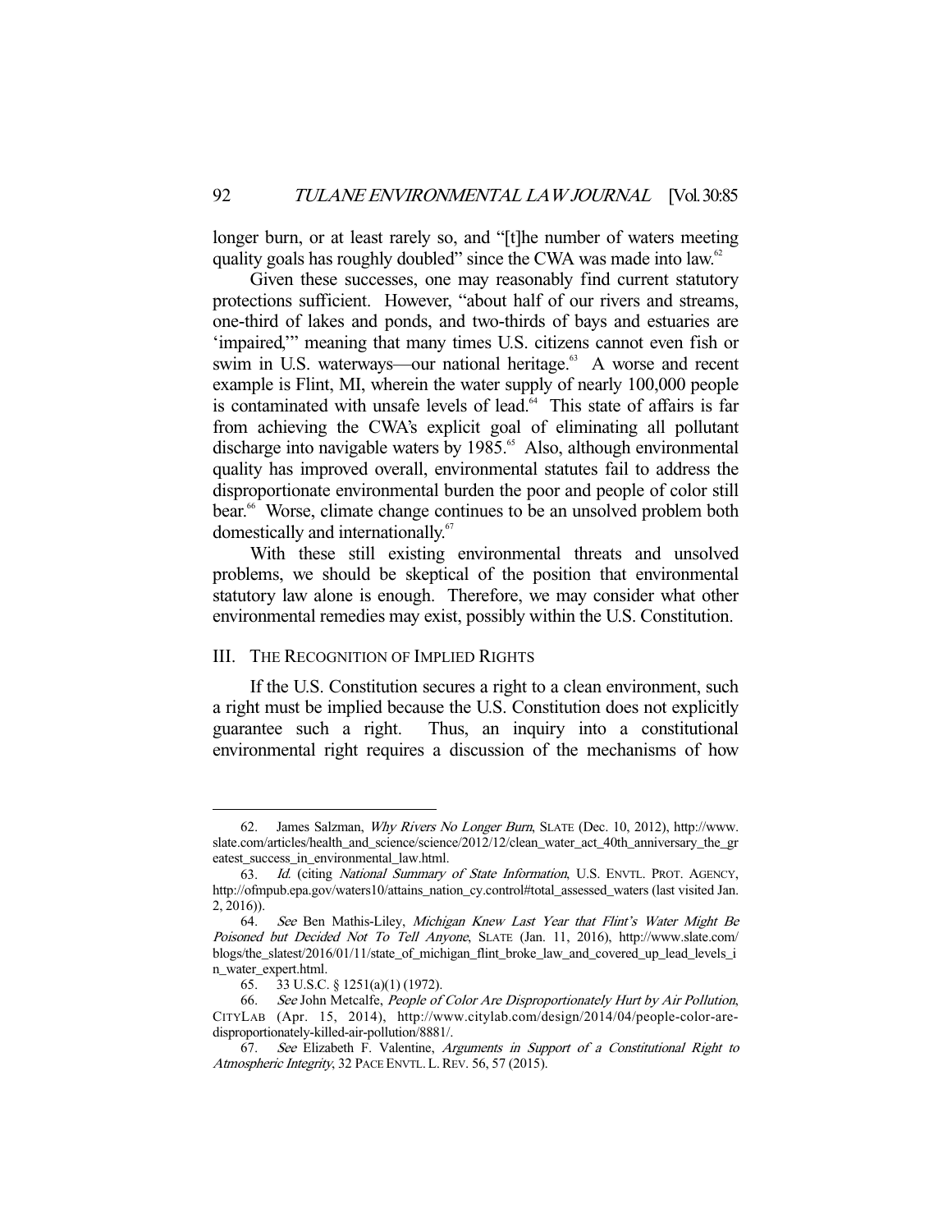longer burn, or at least rarely so, and "[t]he number of waters meeting quality goals has roughly doubled" since the CWA was made into law.[62]

Given these successes, one may reasonably find current statutory protections sufficient. However, "about half of our rivers and streams, one-third of lakes and ponds, and two-thirds of bays and estuaries are 'impaired,'" meaning that many times U.S. citizens cannot even fish or swim in U.S. waterways—our national heritage.[63] A worse and recent example is Flint, MI, wherein the water supply of nearly 100,000 people is contaminated with unsafe levels of lead.[64] This state of affairs is far from achieving the CWA's explicit goal of eliminating all pollutant discharge into navigable waters by 1985.[65] Also, although environmental quality has improved overall, environmental statutes fail to address the disproportionate environmental burden the poor and people of color still bear.[66] Worse, climate change continues to be an unsolved problem both domestically and internationally.[67]

With these still existing environmental threats and unsolved problems, we should be skeptical of the position that environmental statutory law alone is enough. Therefore, we may consider what other environmental remedies may exist, possibly within the U.S. Constitution.

## III. The Recognition of Implied Rights

If the U.S. Constitution secures a right to a clean environment, such a right must be implied because the U.S. Constitution does not explicitly guarantee such a right. Thus, an inquiry into a constitutional environmental right requires a discussion of the mechanisms of how

---

62. James Salzman, *Why Rivers No Longer Burn*, SLATE (Dec. 10, 2012), http://www.slate.com/articles/health_and_science/science/2012/12/clean_water_act_40th_anniversary_the_greatest_success_in_environmental_law.html.

63. *Id.* (citing *National Summary of State Information*, U.S. ENVTL. PROT. AGENCY, http://ofmpub.epa.gov/waters10/attains_nation_cy.control#total_assessed_waters (last visited Jan. 2, 2016)).

64. *See* Ben Mathis-Liley, *Michigan Knew Last Year that Flint's Water Might Be Poisoned but Decided Not To Tell Anyone*, SLATE (Jan. 11, 2016), http://www.slate.com/blogs/the_slatest/2016/01/11/state_of_michigan_flint_broke_law_and_covered_up_lead_levels_in_water_expert.html.

65. 33 U.S.C. § 1251(a)(1) (1972).

66. *See* John Metcalfe, *People of Color Are Disproportionately Hurt by Air Pollution*, CITYLAB (Apr. 15, 2014), http://www.citylab.com/design/2014/04/people-color-are-disproportionately-killed-air-pollution/8881/.

67. *See* Elizabeth F. Valentine, *Arguments in Support of a Constitutional Right to Atmospheric Integrity*, 32 PACE ENVTL. L. REV. 56, 57 (2015).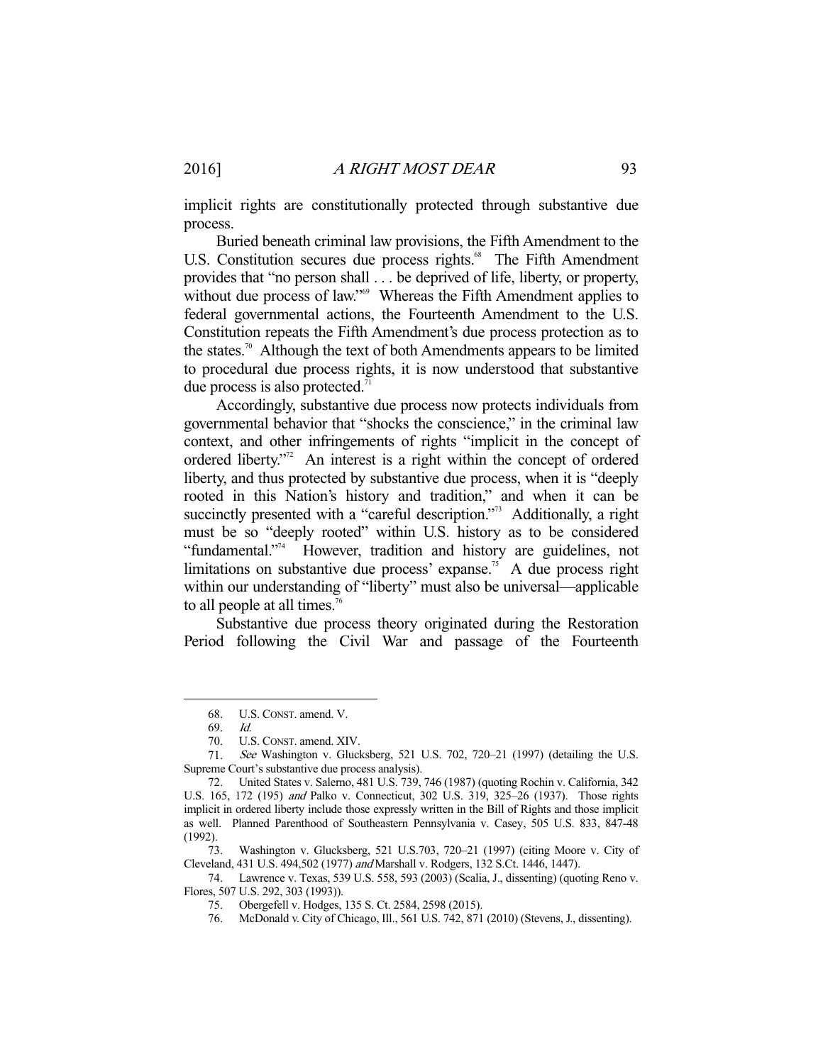implicit rights are constitutionally protected through substantive due process.

Buried beneath criminal law provisions, the Fifth Amendment to the U.S. Constitution secures due process rights.[68] The Fifth Amendment provides that "no person shall . . . be deprived of life, liberty, or property, without due process of law."[69] Whereas the Fifth Amendment applies to federal governmental actions, the Fourteenth Amendment to the U.S. Constitution repeats the Fifth Amendment's due process protection as to the states.[70] Although the text of both Amendments appears to be limited to procedural due process rights, it is now understood that substantive due process is also protected.[71]

Accordingly, substantive due process now protects individuals from governmental behavior that "shocks the conscience," in the criminal law context, and other infringements of rights "implicit in the concept of ordered liberty."[72] An interest is a right within the concept of ordered liberty, and thus protected by substantive due process, when it is "deeply rooted in this Nation's history and tradition," and when it can be succinctly presented with a "careful description."[73] Additionally, a right must be so "deeply rooted" within U.S. history as to be considered "fundamental."[74] However, tradition and history are guidelines, not limitations on substantive due process' expanse.[75] A due process right within our understanding of "liberty" must also be universal—applicable to all people at all times.[76]

Substantive due process theory originated during the Restoration Period following the Civil War and passage of the Fourteenth

---

68. U.S. CONST. amend. V.

69. *Id.*

70. U.S. CONST. amend. XIV.

71. *See* Washington v. Glucksberg, 521 U.S. 702, 720–21 (1997) (detailing the U.S. Supreme Court's substantive due process analysis).

72. United States v. Salerno, 481 U.S. 739, 746 (1987) (quoting Rochin v. California, 342 U.S. 165, 172 (195) *and* Palko v. Connecticut, 302 U.S. 319, 325–26 (1937). Those rights implicit in ordered liberty include those expressly written in the Bill of Rights and those implicit as well. Planned Parenthood of Southeastern Pennsylvania v. Casey, 505 U.S. 833, 847-48 (1992).

73. Washington v. Glucksberg, 521 U.S.703, 720–21 (1997) (citing Moore v. City of Cleveland, 431 U.S. 494,502 (1977) *and* Marshall v. Rodgers, 132 S.Ct. 1446, 1447).

74. Lawrence v. Texas, 539 U.S. 558, 593 (2003) (Scalia, J., dissenting) (quoting Reno v. Flores, 507 U.S. 292, 303 (1993)).

75. Obergefell v. Hodges, 135 S. Ct. 2584, 2598 (2015).

76. McDonald v. City of Chicago, Ill., 561 U.S. 742, 871 (2010) (Stevens, J., dissenting).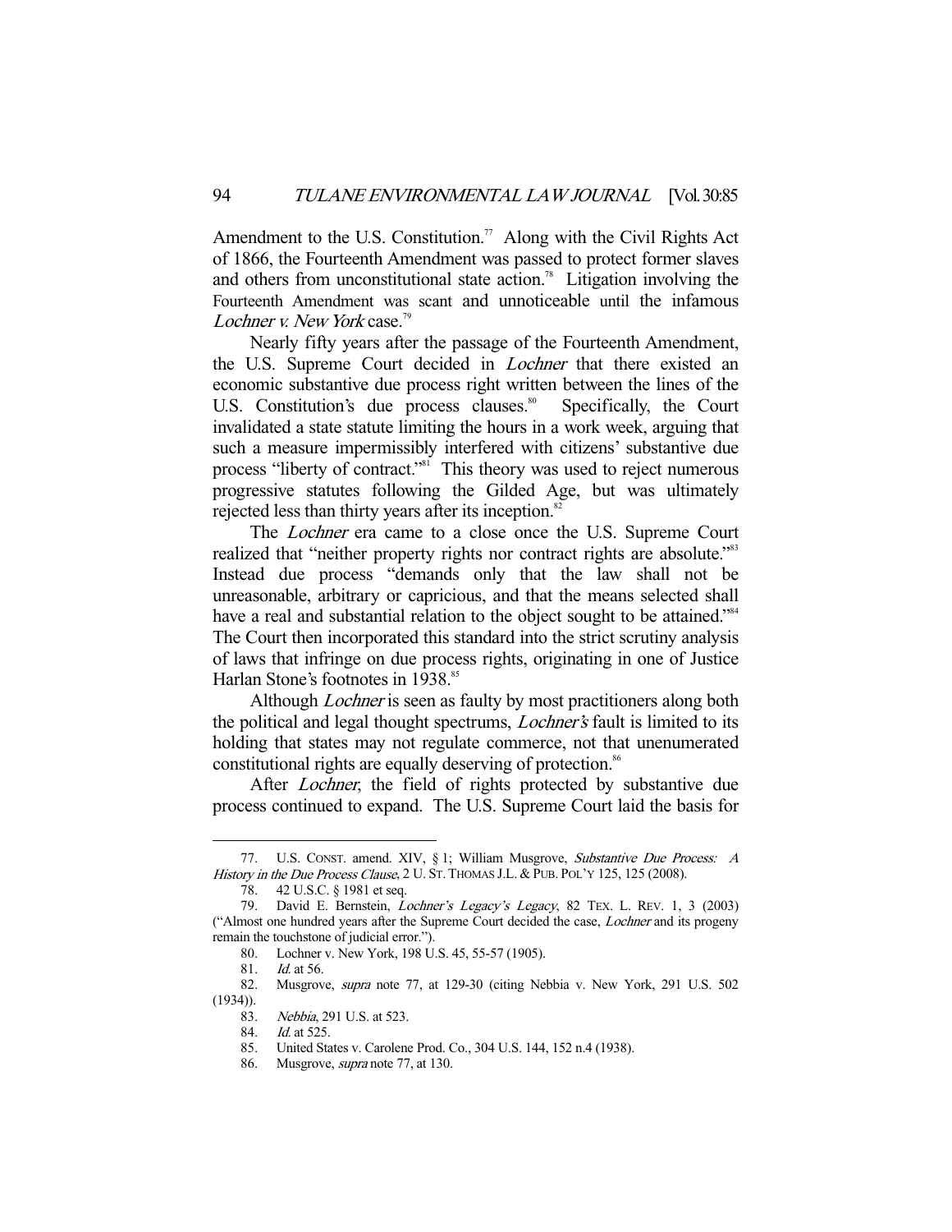Amendment to the U.S. Constitution.[77] Along with the Civil Rights Act of 1866, the Fourteenth Amendment was passed to protect former slaves and others from unconstitutional state action.[78] Litigation involving the Fourteenth Amendment was scant and unnoticeable until the infamous *Lochner v. New York* case.[79]

Nearly fifty years after the passage of the Fourteenth Amendment, the U.S. Supreme Court decided in *Lochner* that there existed an economic substantive due process right written between the lines of the U.S. Constitution's due process clauses.[80] Specifically, the Court invalidated a state statute limiting the hours in a work week, arguing that such a measure impermissibly interfered with citizens' substantive due process "liberty of contract."[81] This theory was used to reject numerous progressive statutes following the Gilded Age, but was ultimately rejected less than thirty years after its inception.[82]

The *Lochner* era came to a close once the U.S. Supreme Court realized that "neither property rights nor contract rights are absolute."[83] Instead due process "demands only that the law shall not be unreasonable, arbitrary or capricious, and that the means selected shall have a real and substantial relation to the object sought to be attained."[84] The Court then incorporated this standard into the strict scrutiny analysis of laws that infringe on due process rights, originating in one of Justice Harlan Stone's footnotes in 1938.[85]

Although *Lochner* is seen as faulty by most practitioners along both the political and legal thought spectrums, *Lochner's* fault is limited to its holding that states may not regulate commerce, not that unenumerated constitutional rights are equally deserving of protection.[86]

After *Lochner*, the field of rights protected by substantive due process continued to expand. The U.S. Supreme Court laid the basis for

---

77. U.S. CONST. amend. XIV, § 1; William Musgrove, *Substantive Due Process: A History in the Due Process Clause*, 2 U. ST. THOMAS J.L. & PUB. POL'Y 125, 125 (2008).

78. 42 U.S.C. § 1981 et seq.

79. David E. Bernstein, *Lochner's Legacy's Legacy*, 82 TEX. L. REV. 1, 3 (2003) ("Almost one hundred years after the Supreme Court decided the case, *Lochner* and its progeny remain the touchstone of judicial error.").

80. Lochner v. New York, 198 U.S. 45, 55-57 (1905).

81. *Id.* at 56.

82. Musgrove, *supra* note 77, at 129-30 (citing Nebbia v. New York, 291 U.S. 502 (1934)).

83. *Nebbia*, 291 U.S. at 523.

84. *Id.* at 525.

85. United States v. Carolene Prod. Co., 304 U.S. 144, 152 n.4 (1938).

86. Musgrove, *supra* note 77, at 130.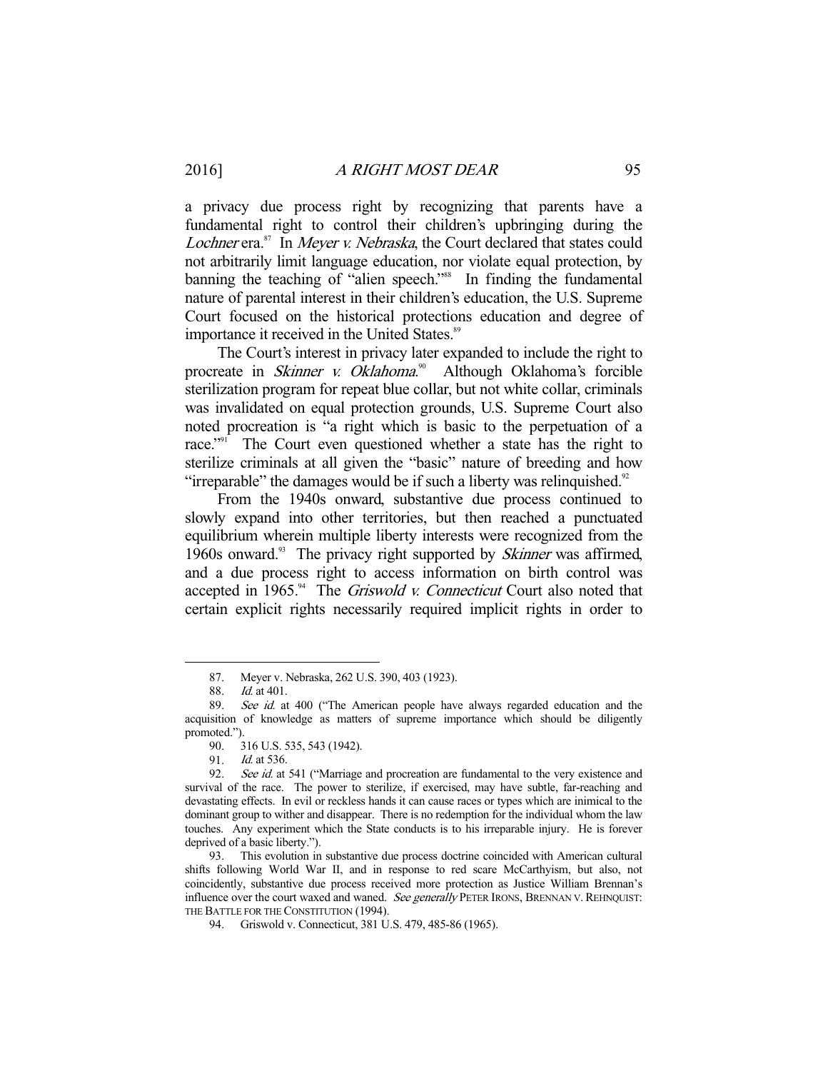a privacy due process right by recognizing that parents have a fundamental right to control their children's upbringing during the *Lochner* era.[87] In *Meyer v. Nebraska*, the Court declared that states could not arbitrarily limit language education, nor violate equal protection, by banning the teaching of "alien speech."[88] In finding the fundamental nature of parental interest in their children's education, the U.S. Supreme Court focused on the historical protections education and degree of importance it received in the United States.[89]

The Court's interest in privacy later expanded to include the right to procreate in *Skinner v. Oklahoma*.[90] Although Oklahoma's forcible sterilization program for repeat blue collar, but not white collar, criminals was invalidated on equal protection grounds, U.S. Supreme Court also noted procreation is "a right which is basic to the perpetuation of a race."[91] The Court even questioned whether a state has the right to sterilize criminals at all given the "basic" nature of breeding and how "irreparable" the damages would be if such a liberty was relinquished.[92]

From the 1940s onward, substantive due process continued to slowly expand into other territories, but then reached a punctuated equilibrium wherein multiple liberty interests were recognized from the 1960s onward.[93] The privacy right supported by *Skinner* was affirmed, and a due process right to access information on birth control was accepted in 1965.[94] The *Griswold v. Connecticut* Court also noted that certain explicit rights necessarily required implicit rights in order to

---

87. Meyer v. Nebraska, 262 U.S. 390, 403 (1923).

88. *Id.* at 401.

89. *See id.* at 400 ("The American people have always regarded education and the acquisition of knowledge as matters of supreme importance which should be diligently promoted.").

90. 316 U.S. 535, 543 (1942).

91. *Id.* at 536.

92. *See id.* at 541 ("Marriage and procreation are fundamental to the very existence and survival of the race. The power to sterilize, if exercised, may have subtle, far-reaching and devastating effects. In evil or reckless hands it can cause races or types which are inimical to the dominant group to wither and disappear. There is no redemption for the individual whom the law touches. Any experiment which the State conducts is to his irreparable injury. He is forever deprived of a basic liberty.").

93. This evolution in substantive due process doctrine coincided with American cultural shifts following World War II, and in response to red scare McCarthyism, but also, not coincidently, substantive due process received more protection as Justice William Brennan's influence over the court waxed and waned. *See generally* PETER IRONS, BRENNAN V. REHNQUIST: THE BATTLE FOR THE CONSTITUTION (1994).

94. Griswold v. Connecticut, 381 U.S. 479, 485-86 (1965).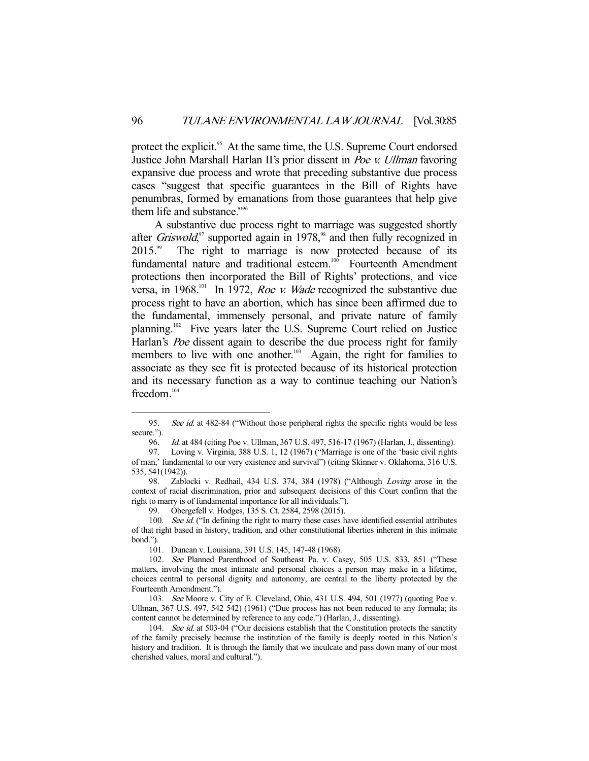protect the explicit.[95] At the same time, the U.S. Supreme Court endorsed Justice John Marshall Harlan II's prior dissent in *Poe v. Ullman* favoring expansive due process and wrote that preceding substantive due process cases "suggest that specific guarantees in the Bill of Rights have penumbras, formed by emanations from those guarantees that help give them life and substance."[96]

A substantive due process right to marriage was suggested shortly after *Griswold*,[97] supported again in 1978,[98] and then fully recognized in 2015.[99] The right to marriage is now protected because of its fundamental nature and traditional esteem.[100] Fourteenth Amendment protections then incorporated the Bill of Rights' protections, and vice versa, in 1968.[101] In 1972, *Roe v. Wade* recognized the substantive due process right to have an abortion, which has since been affirmed due to the fundamental, immensely personal, and private nature of family planning.[102] Five years later the U.S. Supreme Court relied on Justice Harlan's *Poe* dissent again to describe the due process right for family members to live with one another.[103] Again, the right for families to associate as they see fit is protected because of its historical protection and its necessary function as a way to continue teaching our Nation's freedom.[104]

---

95. *See id.* at 482-84 ("Without those peripheral rights the specific rights would be less secure.").

96. *Id.* at 484 (citing Poe v. Ullman, 367 U.S. 497, 516-17 (1967) (Harlan, J., dissenting).

97. Loving v. Virginia, 388 U.S. 1, 12 (1967) ("Marriage is one of the 'basic civil rights of man,' fundamental to our very existence and survival") (citing Skinner v. Oklahoma, 316 U.S. 535, 541(1942)).

98. Zablocki v. Redhail, 434 U.S. 374, 384 (1978) ("Although *Loving* arose in the context of racial discrimination, prior and subsequent decisions of this Court confirm that the right to marry is of fundamental importance for all individuals.").

99. Obergefell v. Hodges, 135 S. Ct. 2584, 2598 (2015).

100. *See id.* ("In defining the right to marry these cases have identified essential attributes of that right based in history, tradition, and other constitutional liberties inherent in this intimate bond.").

101. Duncan v. Louisiana, 391 U.S. 145, 147-48 (1968).

102. *See* Planned Parenthood of Southeast Pa. v. Casey, 505 U.S. 833, 851 ("These matters, involving the most intimate and personal choices a person may make in a lifetime, choices central to personal dignity and autonomy, are central to the liberty protected by the Fourteenth Amendment.").

103. *See* Moore v. City of E. Cleveland, Ohio, 431 U.S. 494, 501 (1977) (quoting Poe v. Ullman, 367 U.S. 497, 542 542) (1961) ("Due process has not been reduced to any formula; its content cannot be determined by reference to any code.") (Harlan, J., dissenting).

104. *See id.* at 503-04 ("Our decisions establish that the Constitution protects the sanctity of the family precisely because the institution of the family is deeply rooted in this Nation's history and tradition. It is through the family that we inculcate and pass down many of our most cherished values, moral and cultural.").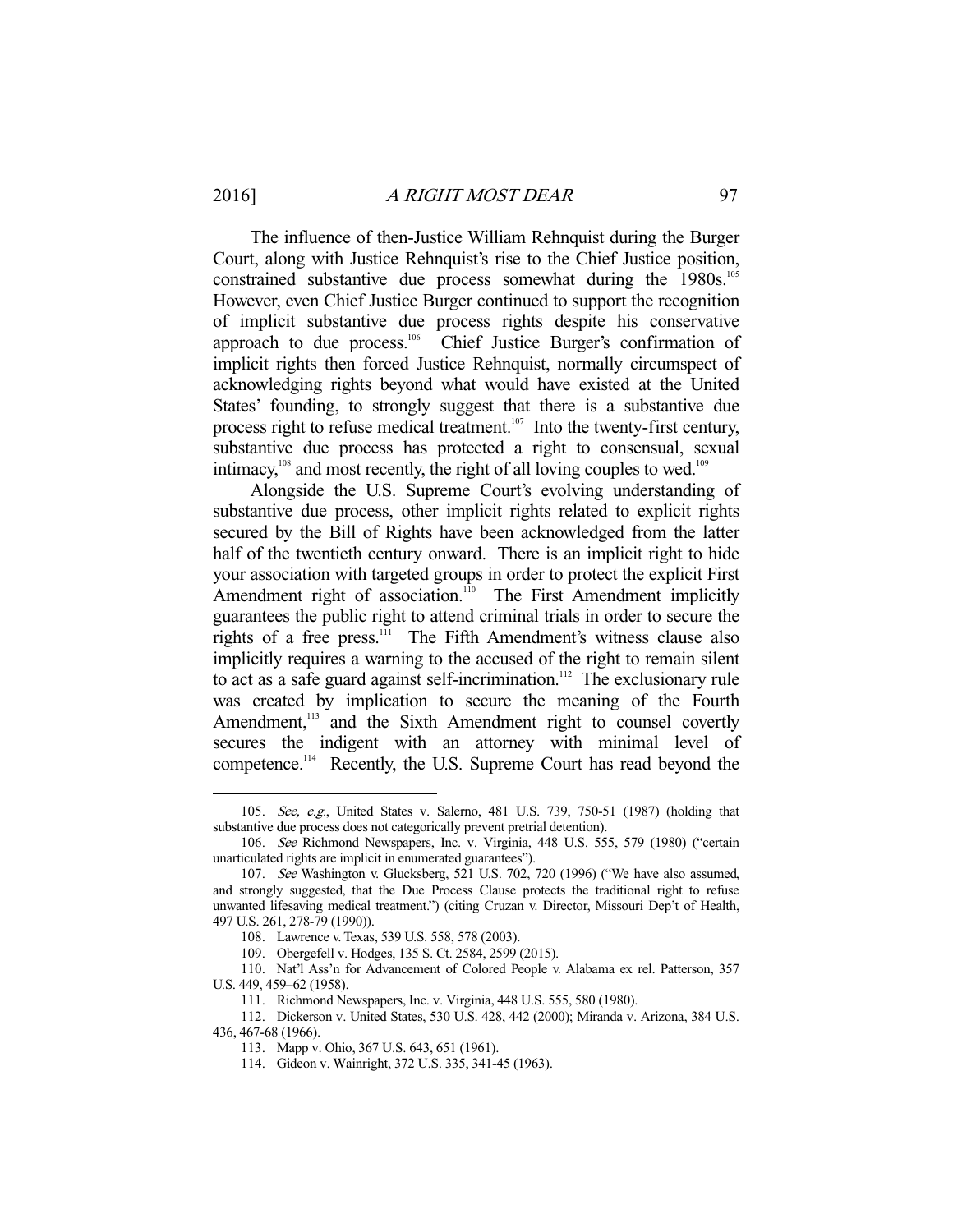The influence of then-Justice William Rehnquist during the Burger Court, along with Justice Rehnquist's rise to the Chief Justice position, constrained substantive due process somewhat during the 1980s.[105] However, even Chief Justice Burger continued to support the recognition of implicit substantive due process rights despite his conservative approach to due process.[106] Chief Justice Burger's confirmation of implicit rights then forced Justice Rehnquist, normally circumspect of acknowledging rights beyond what would have existed at the United States' founding, to strongly suggest that there is a substantive due process right to refuse medical treatment.[107] Into the twenty-first century, substantive due process has protected a right to consensual, sexual intimacy,[108] and most recently, the right of all loving couples to wed.[109]

Alongside the U.S. Supreme Court's evolving understanding of substantive due process, other implicit rights related to explicit rights secured by the Bill of Rights have been acknowledged from the latter half of the twentieth century onward. There is an implicit right to hide your association with targeted groups in order to protect the explicit First Amendment right of association.[110] The First Amendment implicitly guarantees the public right to attend criminal trials in order to secure the rights of a free press.[111] The Fifth Amendment's witness clause also implicitly requires a warning to the accused of the right to remain silent to act as a safe guard against self-incrimination.[112] The exclusionary rule was created by implication to secure the meaning of the Fourth Amendment,[113] and the Sixth Amendment right to counsel covertly secures the indigent with an attorney with minimal level of competence.[114] Recently, the U.S. Supreme Court has read beyond the

---

105. *See, e.g.*, United States v. Salerno, 481 U.S. 739, 750-51 (1987) (holding that substantive due process does not categorically prevent pretrial detention).

106. *See* Richmond Newspapers, Inc. v. Virginia, 448 U.S. 555, 579 (1980) ("certain unarticulated rights are implicit in enumerated guarantees").

107. *See* Washington v. Glucksberg, 521 U.S. 702, 720 (1996) ("We have also assumed, and strongly suggested, that the Due Process Clause protects the traditional right to refuse unwanted lifesaving medical treatment.") (citing Cruzan v. Director, Missouri Dep't of Health, 497 U.S. 261, 278-79 (1990)).

108. Lawrence v. Texas, 539 U.S. 558, 578 (2003).

109. Obergefell v. Hodges, 135 S. Ct. 2584, 2599 (2015).

110. Nat'l Ass'n for Advancement of Colored People v. Alabama ex rel. Patterson, 357 U.S. 449, 459–62 (1958).

111. Richmond Newspapers, Inc. v. Virginia, 448 U.S. 555, 580 (1980).

112. Dickerson v. United States, 530 U.S. 428, 442 (2000); Miranda v. Arizona, 384 U.S. 436, 467-68 (1966).

113. Mapp v. Ohio, 367 U.S. 643, 651 (1961).

114. Gideon v. Wainright, 372 U.S. 335, 341-45 (1963).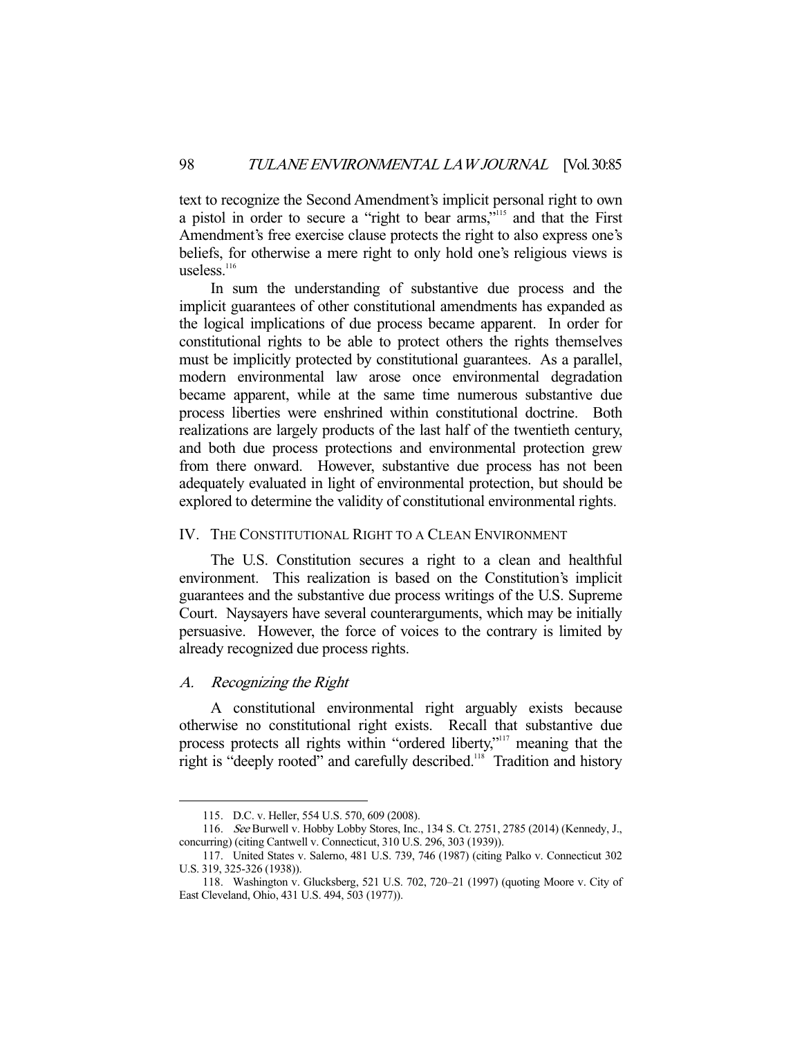text to recognize the Second Amendment's implicit personal right to own a pistol in order to secure a "right to bear arms,"[115] and that the First Amendment's free exercise clause protects the right to also express one's beliefs, for otherwise a mere right to only hold one's religious views is useless.[116]

In sum the understanding of substantive due process and the implicit guarantees of other constitutional amendments has expanded as the logical implications of due process became apparent. In order for constitutional rights to be able to protect others the rights themselves must be implicitly protected by constitutional guarantees. As a parallel, modern environmental law arose once environmental degradation became apparent, while at the same time numerous substantive due process liberties were enshrined within constitutional doctrine. Both realizations are largely products of the last half of the twentieth century, and both due process protections and environmental protection grew from there onward. However, substantive due process has not been adequately evaluated in light of environmental protection, but should be explored to determine the validity of constitutional environmental rights.

## IV. The Constitutional Right to a Clean Environment

The U.S. Constitution secures a right to a clean and healthful environment. This realization is based on the Constitution's implicit guarantees and the substantive due process writings of the U.S. Supreme Court. Naysayers have several counterarguments, which may be initially persuasive. However, the force of voices to the contrary is limited by already recognized due process rights.

### A. *Recognizing the Right*

A constitutional environmental right arguably exists because otherwise no constitutional right exists. Recall that substantive due process protects all rights within "ordered liberty,"[117] meaning that the right is "deeply rooted" and carefully described.[118] Tradition and history

---

115. D.C. v. Heller, 554 U.S. 570, 609 (2008).

116. *See* Burwell v. Hobby Lobby Stores, Inc., 134 S. Ct. 2751, 2785 (2014) (Kennedy, J., concurring) (citing Cantwell v. Connecticut, 310 U.S. 296, 303 (1939)).

117. United States v. Salerno, 481 U.S. 739, 746 (1987) (citing Palko v. Connecticut 302 U.S. 319, 325-326 (1938)).

118. Washington v. Glucksberg, 521 U.S. 702, 720–21 (1997) (quoting Moore v. City of East Cleveland, Ohio, 431 U.S. 494, 503 (1977)).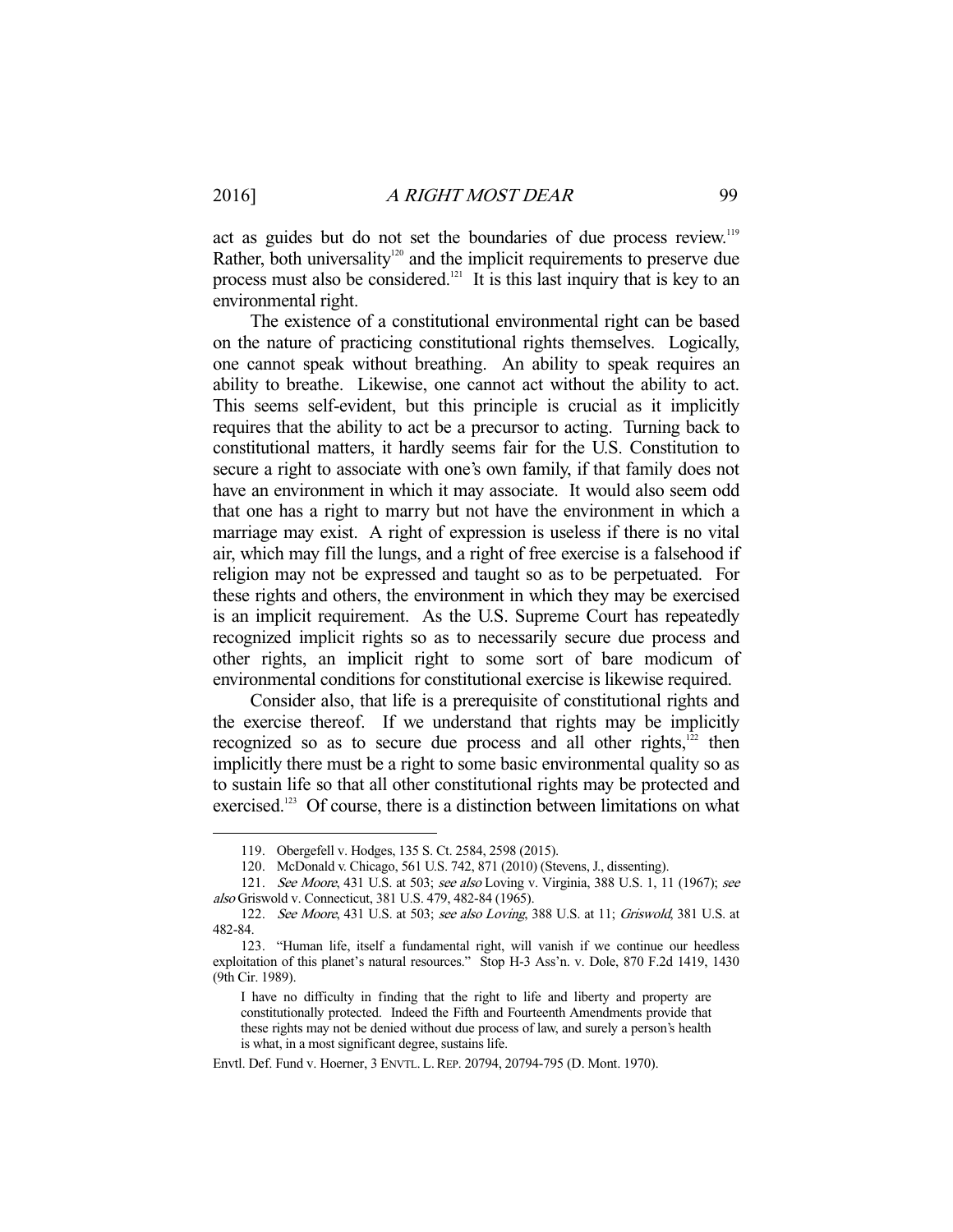act as guides but do not set the boundaries of due process review.[119] Rather, both universality[120] and the implicit requirements to preserve due process must also be considered.[121] It is this last inquiry that is key to an environmental right.

The existence of a constitutional environmental right can be based on the nature of practicing constitutional rights themselves. Logically, one cannot speak without breathing. An ability to speak requires an ability to breathe. Likewise, one cannot act without the ability to act. This seems self-evident, but this principle is crucial as it implicitly requires that the ability to act be a precursor to acting. Turning back to constitutional matters, it hardly seems fair for the U.S. Constitution to secure a right to associate with one's own family, if that family does not have an environment in which it may associate. It would also seem odd that one has a right to marry but not have the environment in which a marriage may exist. A right of expression is useless if there is no vital air, which may fill the lungs, and a right of free exercise is a falsehood if religion may not be expressed and taught so as to be perpetuated. For these rights and others, the environment in which they may be exercised is an implicit requirement. As the U.S. Supreme Court has repeatedly recognized implicit rights so as to necessarily secure due process and other rights, an implicit right to some sort of bare modicum of environmental conditions for constitutional exercise is likewise required.

Consider also, that life is a prerequisite of constitutional rights and the exercise thereof. If we understand that rights may be implicitly recognized so as to secure due process and all other rights,[122] then implicitly there must be a right to some basic environmental quality so as to sustain life so that all other constitutional rights may be protected and exercised.[123] Of course, there is a distinction between limitations on what

---

119. Obergefell v. Hodges, 135 S. Ct. 2584, 2598 (2015).

120. McDonald v. Chicago, 561 U.S. 742, 871 (2010) (Stevens, J., dissenting).

121. *See Moore*, 431 U.S. at 503; *see also* Loving v. Virginia, 388 U.S. 1, 11 (1967); *see also* Griswold v. Connecticut, 381 U.S. 479, 482-84 (1965).

122. *See Moore*, 431 U.S. at 503; *see also Loving*, 388 U.S. at 11; *Griswold*, 381 U.S. at 482-84.

123. "Human life, itself a fundamental right, will vanish if we continue our heedless exploitation of this planet's natural resources." Stop H-3 Ass'n. v. Dole, 870 F.2d 1419, 1430 (9th Cir. 1989).

> I have no difficulty in finding that the right to life and liberty and property are constitutionally protected. Indeed the Fifth and Fourteenth Amendments provide that these rights may not be denied without due process of law, and surely a person's health is what, in a most significant degree, sustains life.

Envtl. Def. Fund v. Hoerner, 3 ENVTL. L. REP. 20794, 20794-795 (D. Mont. 1970).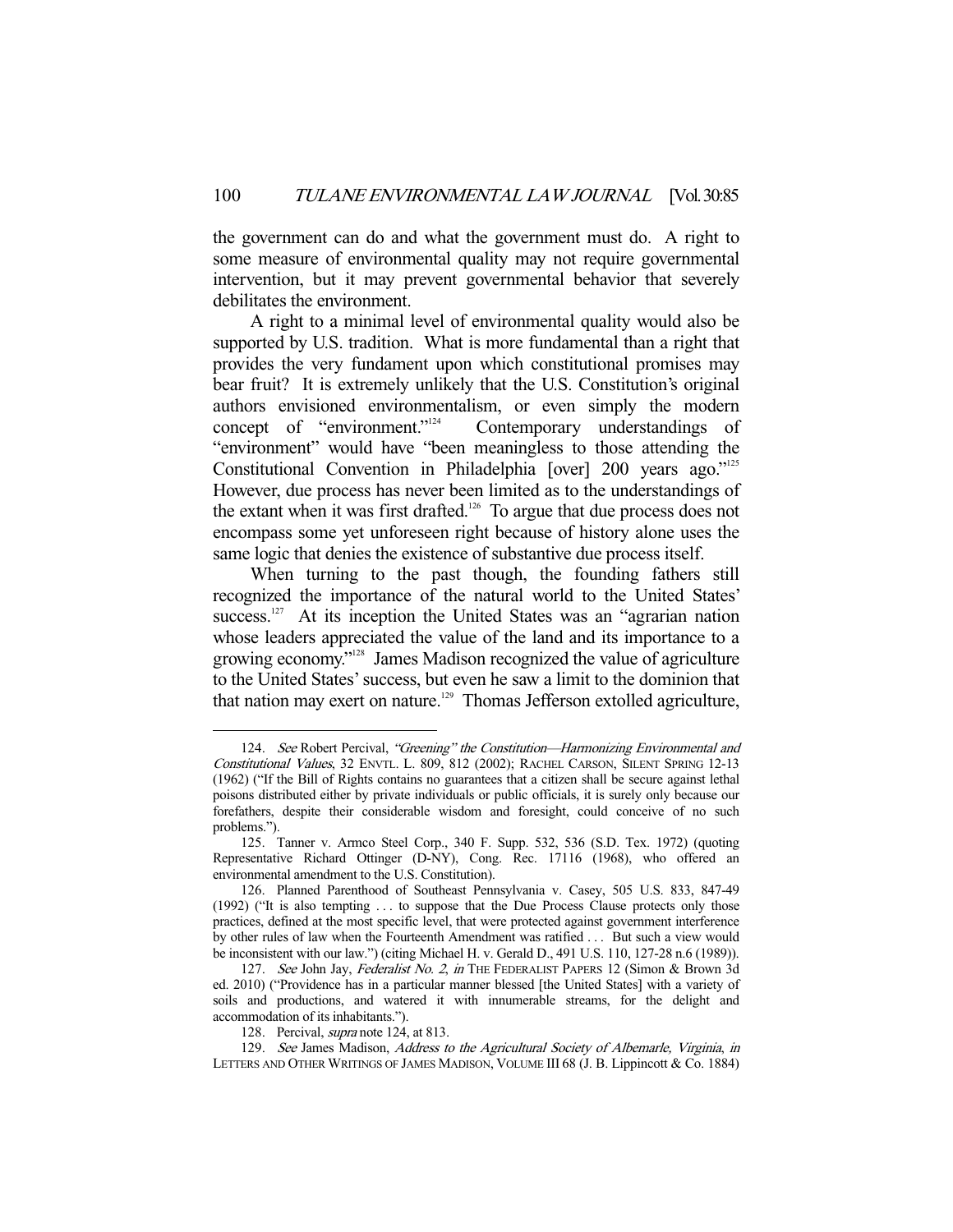the government can do and what the government must do. A right to some measure of environmental quality may not require governmental intervention, but it may prevent governmental behavior that severely debilitates the environment.

A right to a minimal level of environmental quality would also be supported by U.S. tradition. What is more fundamental than a right that provides the very fundament upon which constitutional promises may bear fruit? It is extremely unlikely that the U.S. Constitution's original authors envisioned environmentalism, or even simply the modern concept of "environment."[124] Contemporary understandings of "environment" would have "been meaningless to those attending the Constitutional Convention in Philadelphia [over] 200 years ago."[125] However, due process has never been limited as to the understandings of the extant when it was first drafted.[126] To argue that due process does not encompass some yet unforeseen right because of history alone uses the same logic that denies the existence of substantive due process itself.

When turning to the past though, the founding fathers still recognized the importance of the natural world to the United States' success.[127] At its inception the United States was an "agrarian nation whose leaders appreciated the value of the land and its importance to a growing economy."[128] James Madison recognized the value of agriculture to the United States' success, but even he saw a limit to the dominion that that nation may exert on nature.[129] Thomas Jefferson extolled agriculture,

---

124. *See* Robert Percival, *"Greening" the Constitution—Harmonizing Environmental and Constitutional Values*, 32 ENVTL. L. 809, 812 (2002); RACHEL CARSON, SILENT SPRING 12-13 (1962) ("If the Bill of Rights contains no guarantees that a citizen shall be secure against lethal poisons distributed either by private individuals or public officials, it is surely only because our forefathers, despite their considerable wisdom and foresight, could conceive of no such problems.").

125. Tanner v. Armco Steel Corp., 340 F. Supp. 532, 536 (S.D. Tex. 1972) (quoting Representative Richard Ottinger (D-NY), Cong. Rec. 17116 (1968), who offered an environmental amendment to the U.S. Constitution).

126. Planned Parenthood of Southeast Pennsylvania v. Casey, 505 U.S. 833, 847-49 (1992) ("It is also tempting . . . to suppose that the Due Process Clause protects only those practices, defined at the most specific level, that were protected against government interference by other rules of law when the Fourteenth Amendment was ratified . . . But such a view would be inconsistent with our law.") (citing Michael H. v. Gerald D., 491 U.S. 110, 127-28 n.6 (1989)).

127. *See* John Jay, *Federalist No. 2*, *in* THE FEDERALIST PAPERS 12 (Simon & Brown 3d ed. 2010) ("Providence has in a particular manner blessed [the United States] with a variety of soils and productions, and watered it with innumerable streams, for the delight and accommodation of its inhabitants.").

128. Percival, *supra* note 124, at 813.

129. *See* James Madison, *Address to the Agricultural Society of Albemarle, Virginia*, *in* LETTERS AND OTHER WRITINGS OF JAMES MADISON, VOLUME III 68 (J. B. Lippincott & Co. 1884)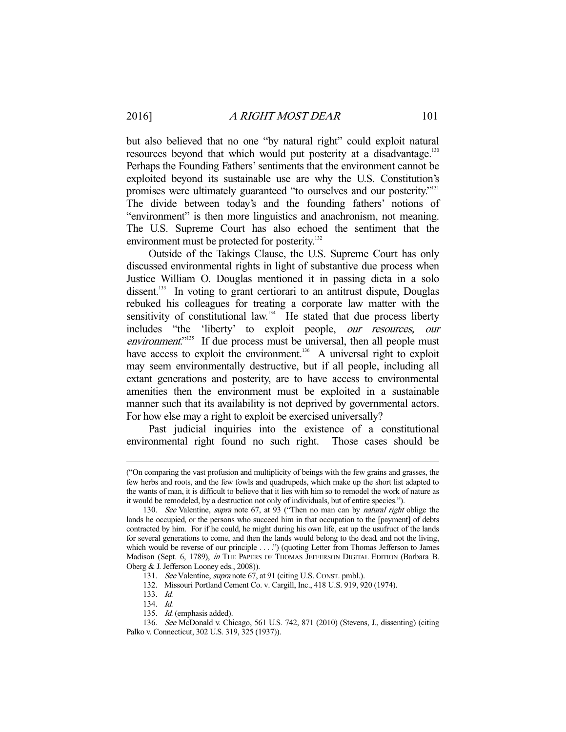but also believed that no one "by natural right" could exploit natural resources beyond that which would put posterity at a disadvantage.[130] Perhaps the Founding Fathers' sentiments that the environment cannot be exploited beyond its sustainable use are why the U.S. Constitution's promises were ultimately guaranteed "to ourselves and our posterity."[131] The divide between today's and the founding fathers' notions of "environment" is then more linguistics and anachronism, not meaning. The U.S. Supreme Court has also echoed the sentiment that the environment must be protected for posterity.[132]

Outside of the Takings Clause, the U.S. Supreme Court has only discussed environmental rights in light of substantive due process when Justice William O. Douglas mentioned it in passing dicta in a solo dissent.[133] In voting to grant certiorari to an antitrust dispute, Douglas rebuked his colleagues for treating a corporate law matter with the sensitivity of constitutional law.[134] He stated that due process liberty includes "the 'liberty' to exploit people, *our resources, our environment*."[135] If due process must be universal, then all people must have access to exploit the environment.[136] A universal right to exploit may seem environmentally destructive, but if all people, including all extant generations and posterity, are to have access to environmental amenities then the environment must be exploited in a sustainable manner such that its availability is not deprived by governmental actors. For how else may a right to exploit be exercised universally?

Past judicial inquiries into the existence of a constitutional environmental right found no such right. Those cases should be

---

("On comparing the vast profusion and multiplicity of beings with the few grains and grasses, the few herbs and roots, and the few fowls and quadrupeds, which make up the short list adapted to the wants of man, it is difficult to believe that it lies with him so to remodel the work of nature as it would be remodeled, by a destruction not only of individuals, but of entire species.").

130. *See* Valentine, *supra* note 67, at 93 ("Then no man can by *natural right* oblige the lands he occupied, or the persons who succeed him in that occupation to the [payment] of debts contracted by him. For if he could, he might during his own life, eat up the usufruct of the lands for several generations to come, and then the lands would belong to the dead, and not the living, which would be reverse of our principle . . . .") (quoting Letter from Thomas Jefferson to James Madison (Sept. 6, 1789), *in* THE PAPERS OF THOMAS JEFFERSON DIGITAL EDITION (Barbara B. Oberg & J. Jefferson Looney eds., 2008)).

131. *See* Valentine, *supra* note 67, at 91 (citing U.S. CONST. pmbl.).

132. Missouri Portland Cement Co. v. Cargill, Inc., 418 U.S. 919, 920 (1974).

133. *Id.*

134. *Id.*

135. *Id.* (emphasis added).

136. *See* McDonald v. Chicago, 561 U.S. 742, 871 (2010) (Stevens, J., dissenting) (citing Palko v. Connecticut, 302 U.S. 319, 325 (1937)).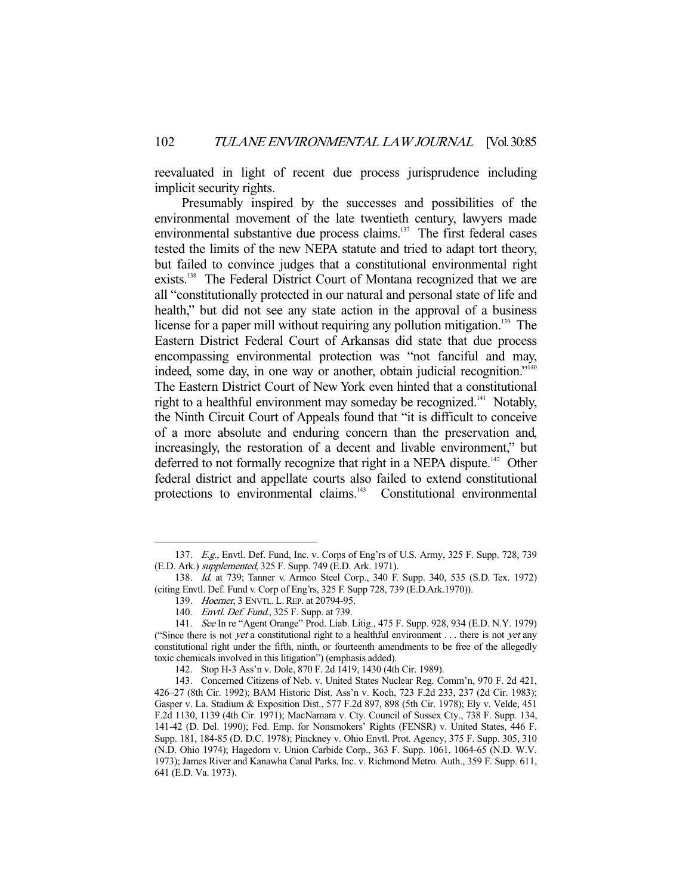reevaluated in light of recent due process jurisprudence including implicit security rights.

Presumably inspired by the successes and possibilities of the environmental movement of the late twentieth century, lawyers made environmental substantive due process claims.[137] The first federal cases tested the limits of the new NEPA statute and tried to adapt tort theory, but failed to convince judges that a constitutional environmental right exists.[138] The Federal District Court of Montana recognized that we are all "constitutionally protected in our natural and personal state of life and health," but did not see any state action in the approval of a business license for a paper mill without requiring any pollution mitigation.[139] The Eastern District Federal Court of Arkansas did state that due process encompassing environmental protection was "not fanciful and may, indeed, some day, in one way or another, obtain judicial recognition."[140] The Eastern District Court of New York even hinted that a constitutional right to a healthful environment may someday be recognized.[141] Notably, the Ninth Circuit Court of Appeals found that "it is difficult to conceive of a more absolute and enduring concern than the preservation and, increasingly, the restoration of a decent and livable environment," but deferred to not formally recognize that right in a NEPA dispute.[142] Other federal district and appellate courts also failed to extend constitutional protections to environmental claims.[143] Constitutional environmental

---

137. *E.g.*, Envtl. Def. Fund, Inc. v. Corps of Eng'rs of U.S. Army, 325 F. Supp. 728, 739 (E.D. Ark.) *supplemented*, 325 F. Supp. 749 (E.D. Ark. 1971).

138. *Id.* at 739; Tanner v. Armco Steel Corp., 340 F. Supp. 340, 535 (S.D. Tex. 1972) (citing Envtl. Def. Fund v. Corp of Eng'rs, 325 F. Supp 728, 739 (E.D.Ark.1970)).

139. *Hoerner*, 3 ENVTL. L. REP. at 20794-95.

140. *Envtl. Def. Fund.*, 325 F. Supp. at 739.

141. *See* In re "Agent Orange" Prod. Liab. Litig., 475 F. Supp. 928, 934 (E.D. N.Y. 1979) ("Since there is not *yet* a constitutional right to a healthful environment . . . there is not *yet* any constitutional right under the fifth, ninth, or fourteenth amendments to be free of the allegedly toxic chemicals involved in this litigation") (emphasis added).

142. Stop H-3 Ass'n v. Dole, 870 F. 2d 1419, 1430 (4th Cir. 1989).

143. Concerned Citizens of Neb. v. United States Nuclear Reg. Comm'n, 970 F. 2d 421, 426–27 (8th Cir. 1992); BAM Historic Dist. Ass'n v. Koch, 723 F.2d 233, 237 (2d Cir. 1983); Gasper v. La. Stadium & Exposition Dist., 577 F.2d 897, 898 (5th Cir. 1978); Ely v. Velde, 451 F.2d 1130, 1139 (4th Cir. 1971); MacNamara v. Cty. Council of Sussex Cty., 738 F. Supp. 134, 141-42 (D. Del. 1990); Fed. Emp. for Nonsmokers' Rights (FENSR) v. United States, 446 F. Supp. 181, 184-85 (D. D.C. 1978); Pinckney v. Ohio Envtl. Prot. Agency, 375 F. Supp. 305, 310 (N.D. Ohio 1974); Hagedorn v. Union Carbide Corp., 363 F. Supp. 1061, 1064-65 (N.D. W.V. 1973); James River and Kanawha Canal Parks, Inc. v. Richmond Metro. Auth., 359 F. Supp. 611, 641 (E.D. Va. 1973).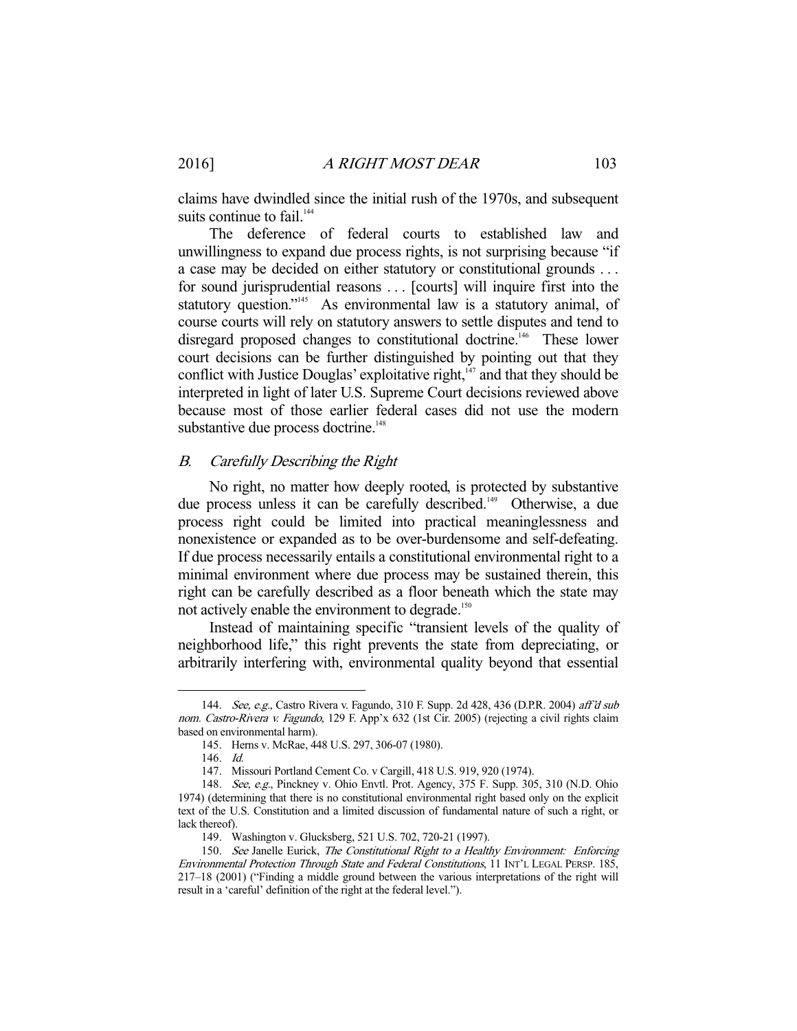claims have dwindled since the initial rush of the 1970s, and subsequent suits continue to fail.[144]

The deference of federal courts to established law and unwillingness to expand due process rights, is not surprising because "if a case may be decided on either statutory or constitutional grounds . . . for sound jurisprudential reasons . . . [courts] will inquire first into the statutory question."[145] As environmental law is a statutory animal, of course courts will rely on statutory answers to settle disputes and tend to disregard proposed changes to constitutional doctrine.[146] These lower court decisions can be further distinguished by pointing out that they conflict with Justice Douglas' exploitative right,[147] and that they should be interpreted in light of later U.S. Supreme Court decisions reviewed above because most of those earlier federal cases did not use the modern substantive due process doctrine.[148]

### *B. Carefully Describing the Right*

No right, no matter how deeply rooted, is protected by substantive due process unless it can be carefully described.[149] Otherwise, a due process right could be limited into practical meaninglessness and nonexistence or expanded as to be over-burdensome and self-defeating. If due process necessarily entails a constitutional environmental right to a minimal environment where due process may be sustained therein, this right can be carefully described as a floor beneath which the state may not actively enable the environment to degrade.[150]

Instead of maintaining specific "transient levels of the quality of neighborhood life," this right prevents the state from depreciating, or arbitrarily interfering with, environmental quality beyond that essential

---

144. *See, e.g.*, Castro Rivera v. Fagundo, 310 F. Supp. 2d 428, 436 (D.P.R. 2004) *aff'd sub nom. Castro-Rivera v. Fagundo*, 129 F. App'x 632 (1st Cir. 2005) (rejecting a civil rights claim based on environmental harm).

145. Herns v. McRae, 448 U.S. 297, 306-07 (1980).

146. *Id.*

147. Missouri Portland Cement Co. v Cargill, 418 U.S. 919, 920 (1974).

148. *See, e.g.*, Pinckney v. Ohio Envtl. Prot. Agency, 375 F. Supp. 305, 310 (N.D. Ohio 1974) (determining that there is no constitutional environmental right based only on the explicit text of the U.S. Constitution and a limited discussion of fundamental nature of such a right, or lack thereof).

149. Washington v. Glucksberg, 521 U.S. 702, 720-21 (1997).

150. *See* Janelle Eurick, *The Constitutional Right to a Healthy Environment: Enforcing Environmental Protection Through State and Federal Constitutions*, 11 INT'L LEGAL PERSP. 185, 217–18 (2001) ("Finding a middle ground between the various interpretations of the right will result in a 'careful' definition of the right at the federal level.").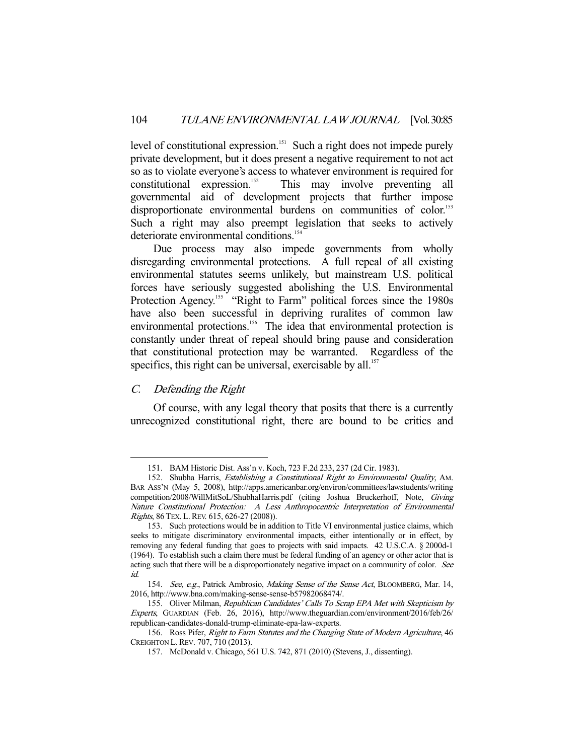level of constitutional expression.[151] Such a right does not impede purely private development, but it does present a negative requirement to not act so as to violate everyone's access to whatever environment is required for constitutional expression.[152] This may involve preventing all governmental aid of development projects that further impose disproportionate environmental burdens on communities of color.[153] Such a right may also preempt legislation that seeks to actively deteriorate environmental conditions.[154]

Due process may also impede governments from wholly disregarding environmental protections. A full repeal of all existing environmental statutes seems unlikely, but mainstream U.S. political forces have seriously suggested abolishing the U.S. Environmental Protection Agency.[155] "Right to Farm" political forces since the 1980s have also been successful in depriving ruralites of common law environmental protections.[156] The idea that environmental protection is constantly under threat of repeal should bring pause and consideration that constitutional protection may be warranted. Regardless of the specifics, this right can be universal, exercisable by all.[157]

### *C. Defending the Right*

Of course, with any legal theory that posits that there is a currently unrecognized constitutional right, there are bound to be critics and

---

151. BAM Historic Dist. Ass'n v. Koch, 723 F.2d 233, 237 (2d Cir. 1983).

152. Shubha Harris, *Establishing a Constitutional Right to Environmental Quality*, AM. BAR ASS'N (May 5, 2008), http://apps.americanbar.org/environ/committees/lawstudents/writing competition/2008/WillMitSoL/ShubhaHarris.pdf (citing Joshua Bruckerhoff, Note, *Giving Nature Constitutional Protection: A Less Anthropocentric Interpretation of Environmental Rights*, 86 TEX. L. REV. 615, 626-27 (2008)).

153. Such protections would be in addition to Title VI environmental justice claims, which seeks to mitigate discriminatory environmental impacts, either intentionally or in effect, by removing any federal funding that goes to projects with said impacts. 42 U.S.C.A. § 2000d-1 (1964). To establish such a claim there must be federal funding of an agency or other actor that is acting such that there will be a disproportionately negative impact on a community of color. *See id.*

154. *See, e.g.*, Patrick Ambrosio, *Making Sense of the Sense Act*, BLOOMBERG, Mar. 14, 2016, http://www.bna.com/making-sense-sense-b57982068474/.

155. Oliver Milman, *Republican Candidates' Calls To Scrap EPA Met with Skepticism by Experts*, GUARDIAN (Feb. 26, 2016), http://www.theguardian.com/environment/2016/feb/26/republican-candidates-donald-trump-eliminate-epa-law-experts.

156. Ross Pifer, *Right to Farm Statutes and the Changing State of Modern Agriculture*, 46 CREIGHTON L. REV. 707, 710 (2013).

157. McDonald v. Chicago, 561 U.S. 742, 871 (2010) (Stevens, J., dissenting).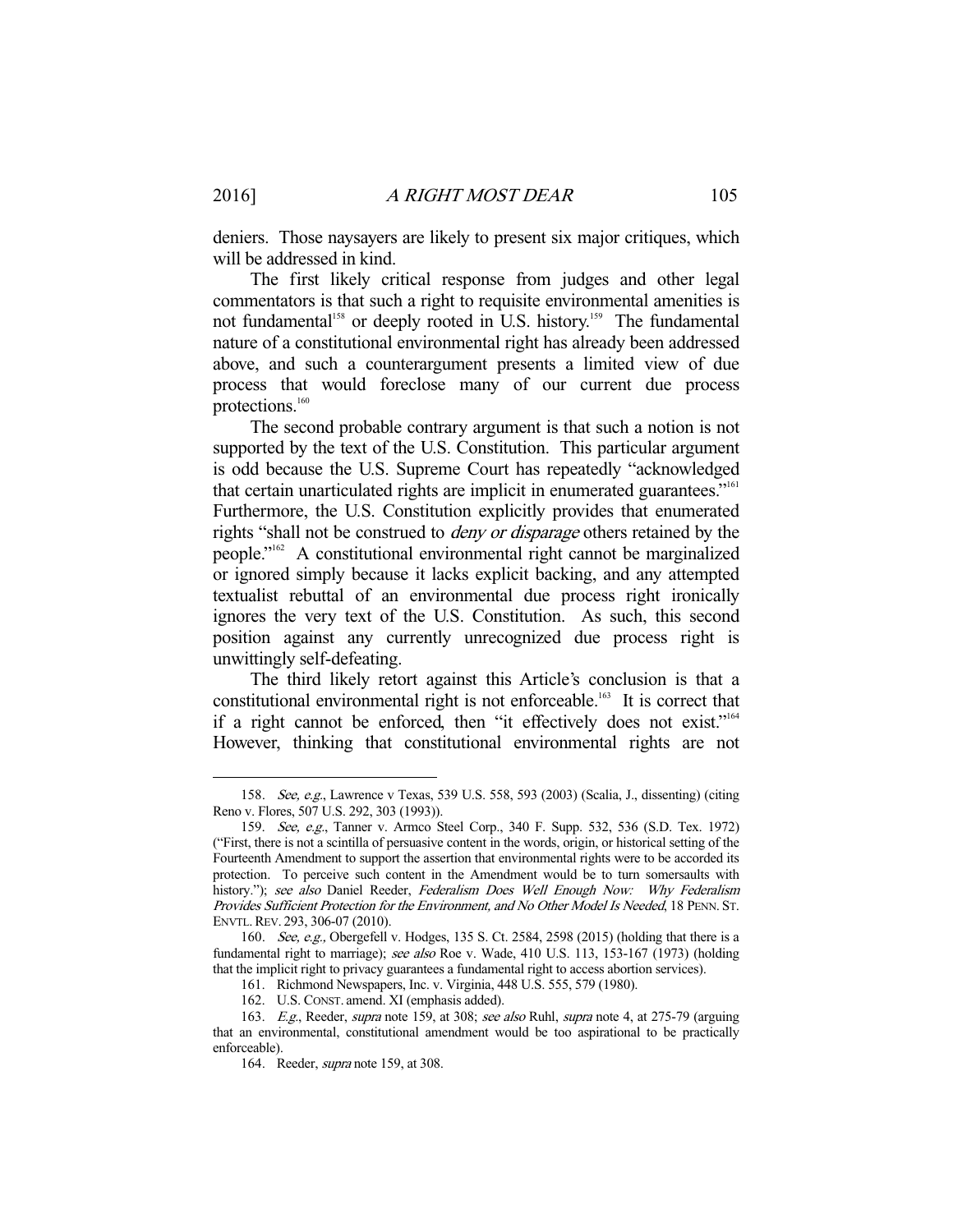deniers. Those naysayers are likely to present six major critiques, which will be addressed in kind.

The first likely critical response from judges and other legal commentators is that such a right to requisite environmental amenities is not fundamental[158] or deeply rooted in U.S. history.[159] The fundamental nature of a constitutional environmental right has already been addressed above, and such a counterargument presents a limited view of due process that would foreclose many of our current due process protections.[160]

The second probable contrary argument is that such a notion is not supported by the text of the U.S. Constitution. This particular argument is odd because the U.S. Supreme Court has repeatedly "acknowledged that certain unarticulated rights are implicit in enumerated guarantees."[161] Furthermore, the U.S. Constitution explicitly provides that enumerated rights "shall not be construed to *deny or disparage* others retained by the people."[162] A constitutional environmental right cannot be marginalized or ignored simply because it lacks explicit backing, and any attempted textualist rebuttal of an environmental due process right ironically ignores the very text of the U.S. Constitution. As such, this second position against any currently unrecognized due process right is unwittingly self-defeating.

The third likely retort against this Article's conclusion is that a constitutional environmental right is not enforceable.[163] It is correct that if a right cannot be enforced, then "it effectively does not exist."[164] However, thinking that constitutional environmental rights are not

---

158. *See, e.g.*, Lawrence v Texas, 539 U.S. 558, 593 (2003) (Scalia, J., dissenting) (citing Reno v. Flores, 507 U.S. 292, 303 (1993)).

159. *See, e.g.*, Tanner v. Armco Steel Corp., 340 F. Supp. 532, 536 (S.D. Tex. 1972) ("First, there is not a scintilla of persuasive content in the words, origin, or historical setting of the Fourteenth Amendment to support the assertion that environmental rights were to be accorded its protection. To perceive such content in the Amendment would be to turn somersaults with history."); *see also* Daniel Reeder, *Federalism Does Well Enough Now: Why Federalism Provides Sufficient Protection for the Environment, and No Other Model Is Needed*, 18 PENN. ST. ENVTL. REV. 293, 306-07 (2010).

160. *See, e.g.,* Obergefell v. Hodges, 135 S. Ct. 2584, 2598 (2015) (holding that there is a fundamental right to marriage); *see also* Roe v. Wade, 410 U.S. 113, 153-167 (1973) (holding that the implicit right to privacy guarantees a fundamental right to access abortion services).

161. Richmond Newspapers, Inc. v. Virginia, 448 U.S. 555, 579 (1980).

162. U.S. CONST. amend. XI (emphasis added).

163. *E.g.*, Reeder, *supra* note 159, at 308; *see also* Ruhl, *supra* note 4, at 275-79 (arguing that an environmental, constitutional amendment would be too aspirational to be practically enforceable).

164. Reeder, *supra* note 159, at 308.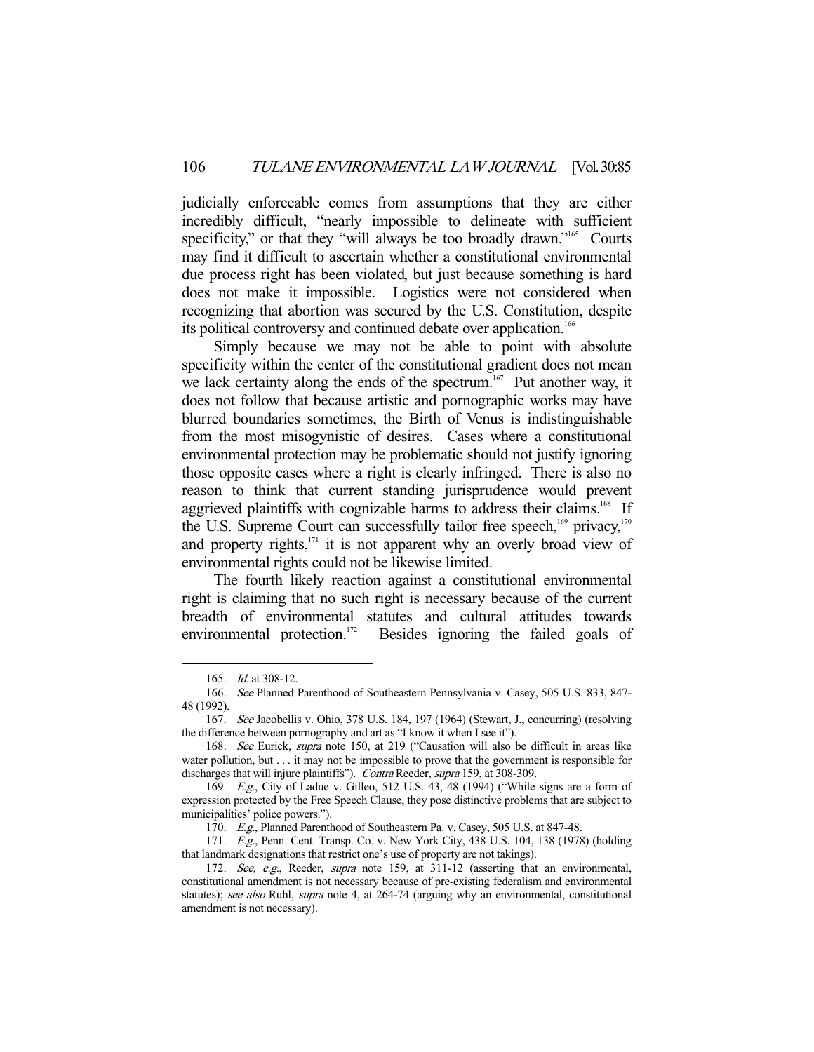judicially enforceable comes from assumptions that they are either incredibly difficult, "nearly impossible to delineate with sufficient specificity," or that they "will always be too broadly drawn."[165] Courts may find it difficult to ascertain whether a constitutional environmental due process right has been violated, but just because something is hard does not make it impossible. Logistics were not considered when recognizing that abortion was secured by the U.S. Constitution, despite its political controversy and continued debate over application.[166]

Simply because we may not be able to point with absolute specificity within the center of the constitutional gradient does not mean we lack certainty along the ends of the spectrum.[167] Put another way, it does not follow that because artistic and pornographic works may have blurred boundaries sometimes, the Birth of Venus is indistinguishable from the most misogynistic of desires. Cases where a constitutional environmental protection may be problematic should not justify ignoring those opposite cases where a right is clearly infringed. There is also no reason to think that current standing jurisprudence would prevent aggrieved plaintiffs with cognizable harms to address their claims.[168] If the U.S. Supreme Court can successfully tailor free speech,[169] privacy,[170] and property rights,[171] it is not apparent why an overly broad view of environmental rights could not be likewise limited.

The fourth likely reaction against a constitutional environmental right is claiming that no such right is necessary because of the current breadth of environmental statutes and cultural attitudes towards environmental protection.[172] Besides ignoring the failed goals of

---

165. *Id.* at 308-12.

166. *See* Planned Parenthood of Southeastern Pennsylvania v. Casey, 505 U.S. 833, 847-48 (1992).

167. *See* Jacobellis v. Ohio, 378 U.S. 184, 197 (1964) (Stewart, J., concurring) (resolving the difference between pornography and art as "I know it when I see it").

168. *See* Eurick, *supra* note 150, at 219 ("Causation will also be difficult in areas like water pollution, but . . . it may not be impossible to prove that the government is responsible for discharges that will injure plaintiffs"). *Contra* Reeder, *supra* 159, at 308-309.

169. *E.g.*, City of Ladue v. Gilleo, 512 U.S. 43, 48 (1994) ("While signs are a form of expression protected by the Free Speech Clause, they pose distinctive problems that are subject to municipalities' police powers.").

170. *E.g.*, Planned Parenthood of Southeastern Pa. v. Casey, 505 U.S. at 847-48.

171. *E.g.*, Penn. Cent. Transp. Co. v. New York City, 438 U.S. 104, 138 (1978) (holding that landmark designations that restrict one's use of property are not takings).

172. *See, e.g.*, Reeder, *supra* note 159, at 311-12 (asserting that an environmental, constitutional amendment is not necessary because of pre-existing federalism and environmental statutes); *see also* Ruhl, *supra* note 4, at 264-74 (arguing why an environmental, constitutional amendment is not necessary).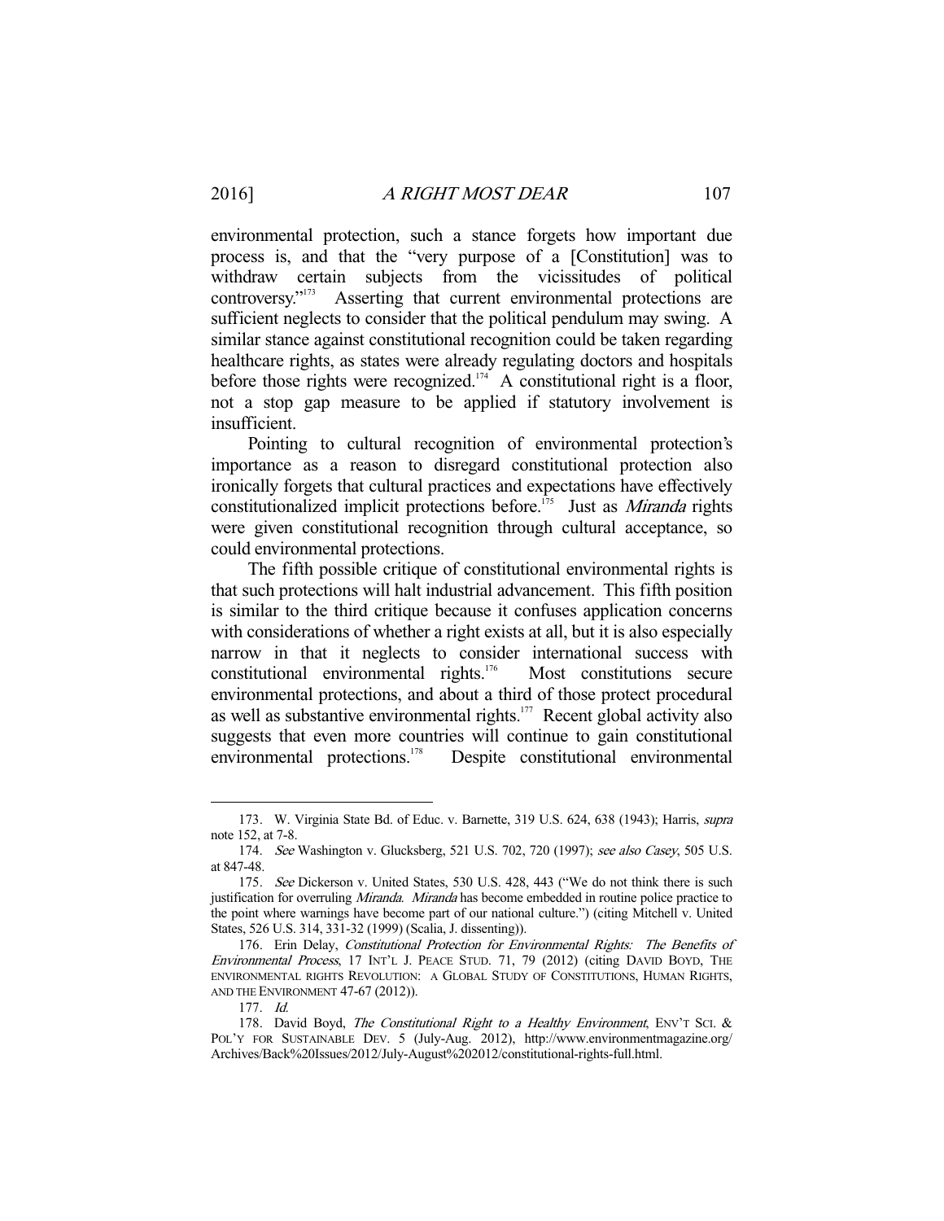environmental protection, such a stance forgets how important due process is, and that the "very purpose of a [Constitution] was to withdraw certain subjects from the vicissitudes of political controversy."[173] Asserting that current environmental protections are sufficient neglects to consider that the political pendulum may swing. A similar stance against constitutional recognition could be taken regarding healthcare rights, as states were already regulating doctors and hospitals before those rights were recognized.[174] A constitutional right is a floor, not a stop gap measure to be applied if statutory involvement is insufficient.

Pointing to cultural recognition of environmental protection's importance as a reason to disregard constitutional protection also ironically forgets that cultural practices and expectations have effectively constitutionalized implicit protections before.[175] Just as *Miranda* rights were given constitutional recognition through cultural acceptance, so could environmental protections.

The fifth possible critique of constitutional environmental rights is that such protections will halt industrial advancement. This fifth position is similar to the third critique because it confuses application concerns with considerations of whether a right exists at all, but it is also especially narrow in that it neglects to consider international success with constitutional environmental rights.[176] Most constitutions secure environmental protections, and about a third of those protect procedural as well as substantive environmental rights.[177] Recent global activity also suggests that even more countries will continue to gain constitutional environmental protections.[178] Despite constitutional environmental

---

173. W. Virginia State Bd. of Educ. v. Barnette, 319 U.S. 624, 638 (1943); Harris, *supra* note 152, at 7-8.

174. *See* Washington v. Glucksberg, 521 U.S. 702, 720 (1997); *see also Casey*, 505 U.S. at 847-48.

175. *See* Dickerson v. United States, 530 U.S. 428, 443 ("We do not think there is such justification for overruling *Miranda*. *Miranda* has become embedded in routine police practice to the point where warnings have become part of our national culture.") (citing Mitchell v. United States, 526 U.S. 314, 331-32 (1999) (Scalia, J. dissenting)).

176. Erin Delay, *Constitutional Protection for Environmental Rights: The Benefits of Environmental Process*, 17 INT'L J. PEACE STUD. 71, 79 (2012) (citing DAVID BOYD, THE ENVIRONMENTAL RIGHTS REVOLUTION: A GLOBAL STUDY OF CONSTITUTIONS, HUMAN RIGHTS, AND THE ENVIRONMENT 47-67 (2012)).

177. *Id.*

178. David Boyd, *The Constitutional Right to a Healthy Environment*, ENV'T SCI. & POL'Y FOR SUSTAINABLE DEV. 5 (July-Aug. 2012), http://www.environmentmagazine.org/Archives/Back%20Issues/2012/July-August%202012/constitutional-rights-full.html.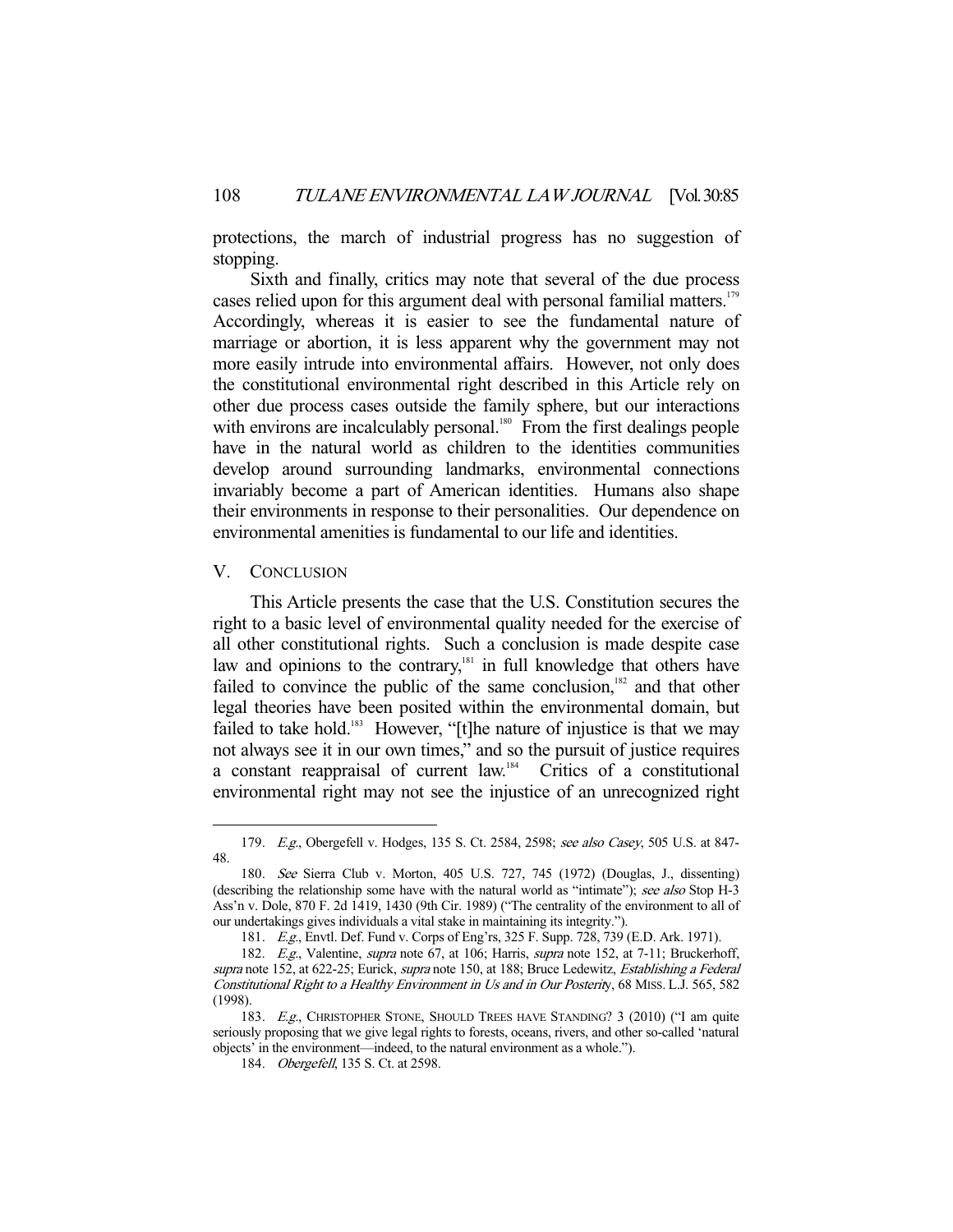protections, the march of industrial progress has no suggestion of stopping.

Sixth and finally, critics may note that several of the due process cases relied upon for this argument deal with personal familial matters.[179] Accordingly, whereas it is easier to see the fundamental nature of marriage or abortion, it is less apparent why the government may not more easily intrude into environmental affairs. However, not only does the constitutional environmental right described in this Article rely on other due process cases outside the family sphere, but our interactions with environs are incalculably personal.[180] From the first dealings people have in the natural world as children to the identities communities develop around surrounding landmarks, environmental connections invariably become a part of American identities. Humans also shape their environments in response to their personalities. Our dependence on environmental amenities is fundamental to our life and identities.

## V. CONCLUSION

This Article presents the case that the U.S. Constitution secures the right to a basic level of environmental quality needed for the exercise of all other constitutional rights. Such a conclusion is made despite case law and opinions to the contrary,[181] in full knowledge that others have failed to convince the public of the same conclusion,[182] and that other legal theories have been posited within the environmental domain, but failed to take hold.[183] However, "[t]he nature of injustice is that we may not always see it in our own times," and so the pursuit of justice requires a constant reappraisal of current law.[184] Critics of a constitutional environmental right may not see the injustice of an unrecognized right

---

179. *E.g.*, Obergefell v. Hodges, 135 S. Ct. 2584, 2598; *see also Casey*, 505 U.S. at 847-48.

180. *See* Sierra Club v. Morton, 405 U.S. 727, 745 (1972) (Douglas, J., dissenting) (describing the relationship some have with the natural world as "intimate"); *see also* Stop H-3 Ass'n v. Dole, 870 F. 2d 1419, 1430 (9th Cir. 1989) ("The centrality of the environment to all of our undertakings gives individuals a vital stake in maintaining its integrity.").

181. *E.g.*, Envtl. Def. Fund v. Corps of Eng'rs, 325 F. Supp. 728, 739 (E.D. Ark. 1971).

182. *E.g.*, Valentine, *supra* note 67, at 106; Harris, *supra* note 152, at 7-11; Bruckerhoff, *supra* note 152, at 622-25; Eurick, *supra* note 150, at 188; Bruce Ledewitz, *Establishing a Federal Constitutional Right to a Healthy Environment in Us and in Our Posterity*, 68 MISS. L.J. 565, 582 (1998).

183. *E.g.*, CHRISTOPHER STONE, SHOULD TREES HAVE STANDING? 3 (2010) ("I am quite seriously proposing that we give legal rights to forests, oceans, rivers, and other so-called 'natural objects' in the environment—indeed, to the natural environment as a whole.").

184. *Obergefell*, 135 S. Ct. at 2598.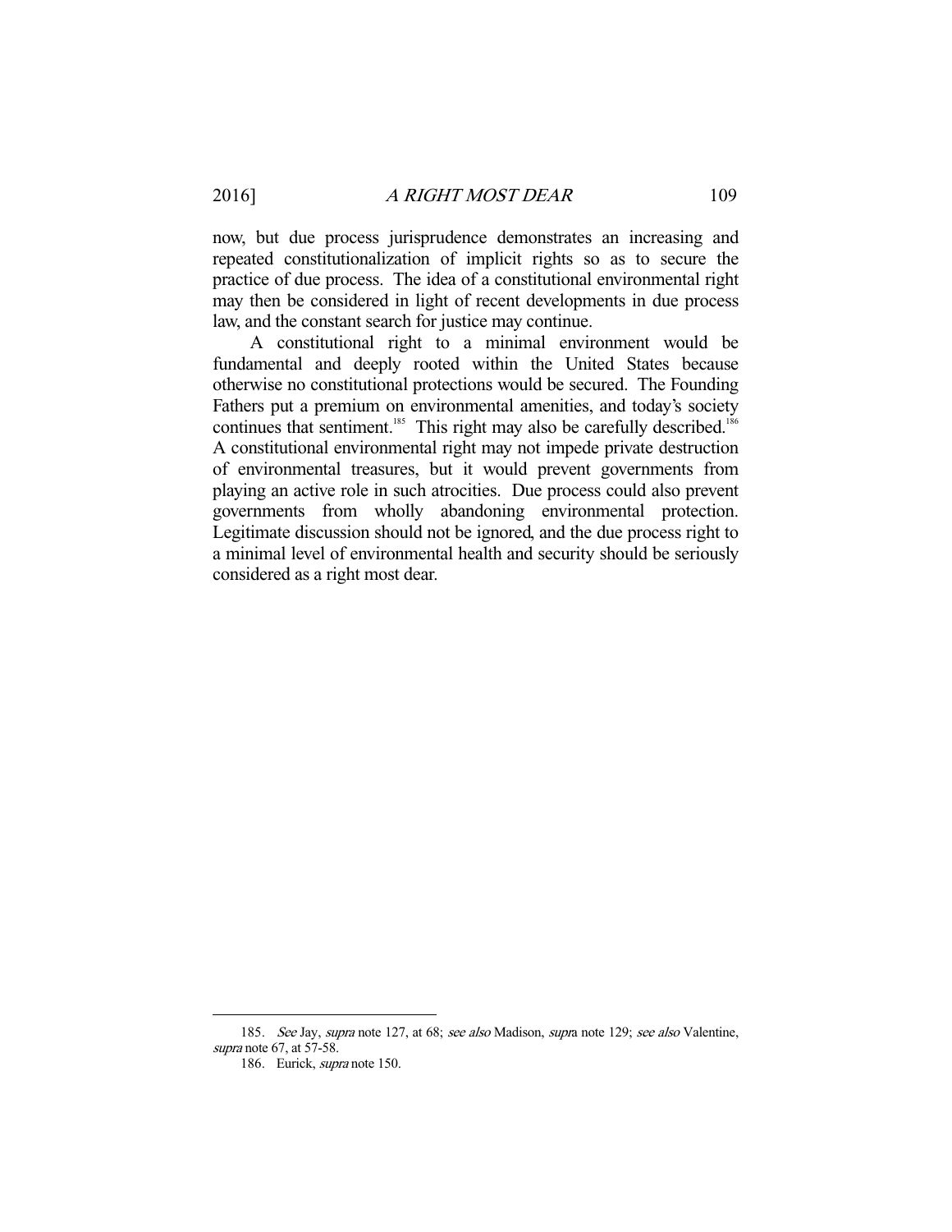now, but due process jurisprudence demonstrates an increasing and repeated constitutionalization of implicit rights so as to secure the practice of due process. The idea of a constitutional environmental right may then be considered in light of recent developments in due process law, and the constant search for justice may continue.

A constitutional right to a minimal environment would be fundamental and deeply rooted within the United States because otherwise no constitutional protections would be secured. The Founding Fathers put a premium on environmental amenities, and today's society continues that sentiment.[185] This right may also be carefully described.[186] A constitutional environmental right may not impede private destruction of environmental treasures, but it would prevent governments from playing an active role in such atrocities. Due process could also prevent governments from wholly abandoning environmental protection. Legitimate discussion should not be ignored, and the due process right to a minimal level of environmental health and security should be seriously considered as a right most dear.

---

185. *See* Jay, *supra* note 127, at 68; *see also* Madison, *supra* note 129; *see also* Valentine, *supra* note 67, at 57-58.

186. Eurick, *supra* note 150.